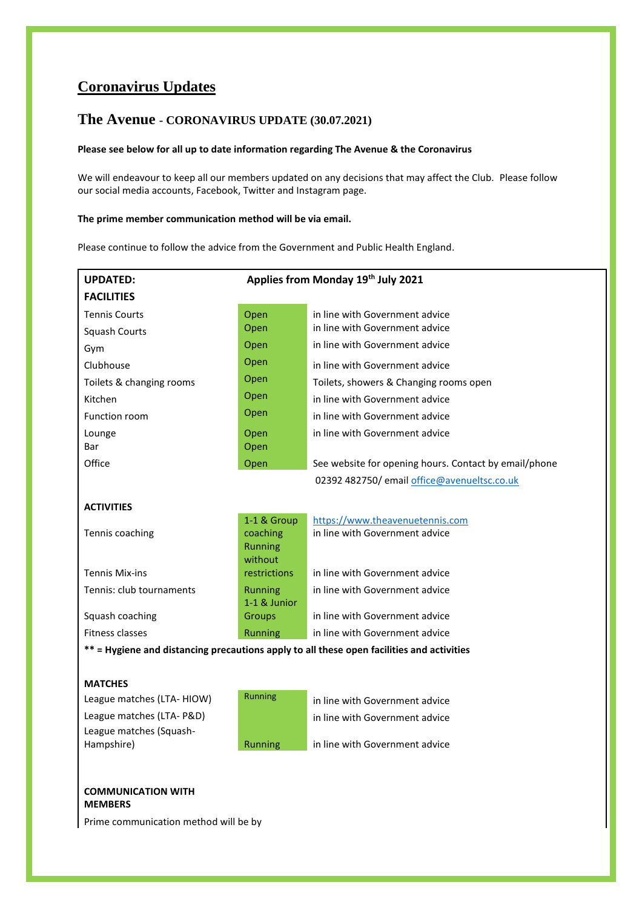# Coronavirus Updates

## The Avenue - CORONAVIRUS UPDATE (30.07.2021)

**Please see below for all up to date information regarding The Avenue & the Coronavirus**

We will endeavour to keep all our members updated on any decisions that may affect the Club. Please follow our social media accounts, Facebook, Twitter and Instagram page.

**The prime member communication method will be via email.**

Please continue to follow the advice from the Government and Public Health England.

| **UPDATED:** | **Applies from Monday 19th July 2021** | |
|---|---|---|
| **FACILITIES** | | |
| Tennis Courts | Open | in line with Government advice |
| Squash Courts | Open | in line with Government advice |
| Gym | Open | in line with Government advice |
| Clubhouse | Open | in line with Government advice |
| Toilets & changing rooms | Open | Toilets, showers & Changing rooms open |
| Kitchen | Open | in line with Government advice |
| Function room | Open | in line with Government advice |
| Lounge | Open | in line with Government advice |
| Bar | Open | |
| Office | Open | See website for opening hours. Contact by email/phone 02392 482750/ email office@avenueltsc.co.uk |
| **ACTIVITIES** | | |
| Tennis coaching | 1-1 & Group coaching | https://www.theavenuetennis.com in line with Government advice |
| Tennis Mix-ins | Running without restrictions | in line with Government advice |
| Tennis: club tournaments | Running | in line with Government advice |
| Squash coaching | 1-1 & Junior Groups | in line with Government advice |
| Fitness classes | Running | in line with Government advice |
| **\*\* = Hygiene and distancing precautions apply to all these open facilities and activities** | | |
| **MATCHES** | | |
| League matches (LTA- HIOW) | Running | in line with Government advice |
| League matches (LTA- P&D) | | in line with Government advice |
| League matches (Squash-Hampshire) | Running | in line with Government advice |
| **COMMUNICATION WITH MEMBERS** | | |
| Prime communication method will be by | | |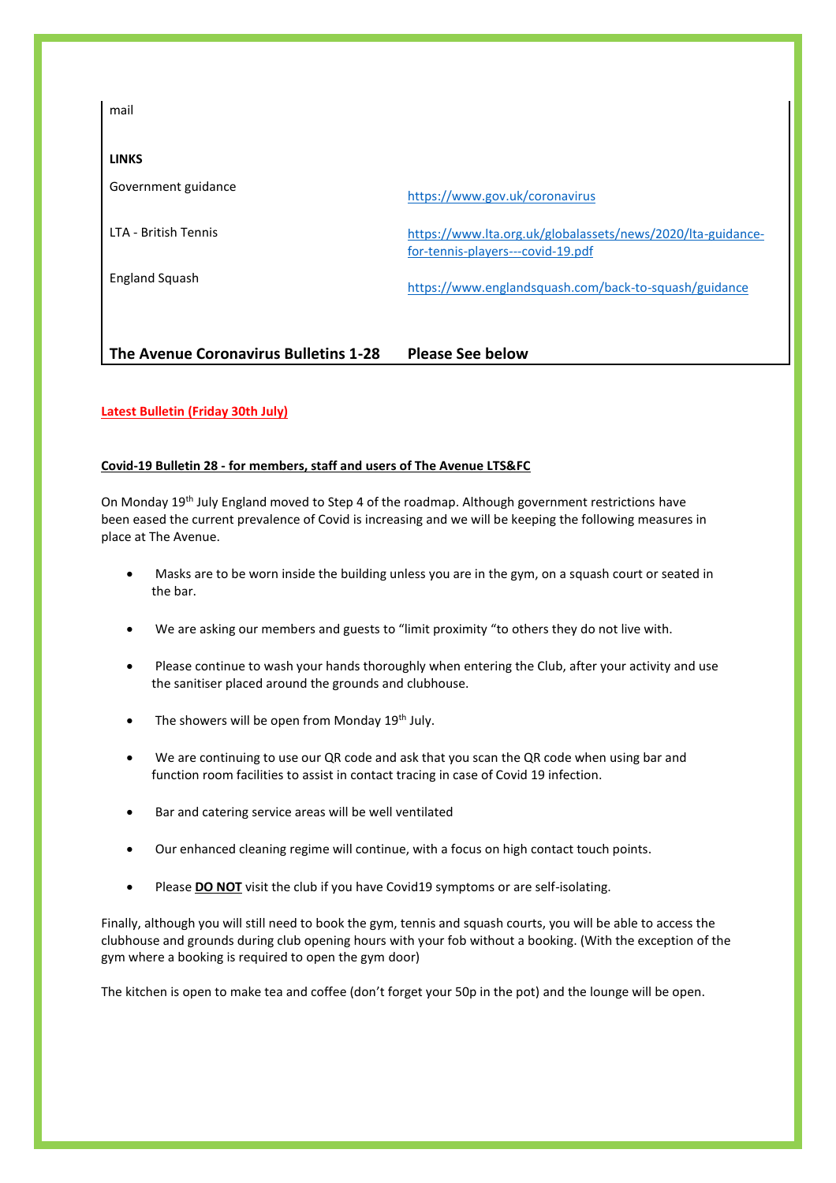mail

**LINKS**

| | |
|---|---|
| Government guidance | https://www.gov.uk/coronavirus |
| LTA - British Tennis | https://www.lta.org.uk/globalassets/news/2020/lta-guidance-for-tennis-players---covid-19.pdf |
| England Squash | https://www.englandsquash.com/back-to-squash/guidance |
| **The Avenue Coronavirus Bulletins 1-28** | **Please See below** |

**Latest Bulletin (Friday 30th July)**

**Covid-19 Bulletin 28 - for members, staff and users of The Avenue LTS&FC**

On Monday 19th July England moved to Step 4 of the roadmap. Although government restrictions have been eased the current prevalence of Covid is increasing and we will be keeping the following measures in place at The Avenue.

- Masks are to be worn inside the building unless you are in the gym, on a squash court or seated in the bar.
- We are asking our members and guests to "limit proximity "to others they do not live with.
- Please continue to wash your hands thoroughly when entering the Club, after your activity and use the sanitiser placed around the grounds and clubhouse.
- The showers will be open from Monday 19th July.
- We are continuing to use our QR code and ask that you scan the QR code when using bar and function room facilities to assist in contact tracing in case of Covid 19 infection.
- Bar and catering service areas will be well ventilated
- Our enhanced cleaning regime will continue, with a focus on high contact touch points.
- Please **DO NOT** visit the club if you have Covid19 symptoms or are self-isolating.

Finally, although you will still need to book the gym, tennis and squash courts, you will be able to access the clubhouse and grounds during club opening hours with your fob without a booking. (With the exception of the gym where a booking is required to open the gym door)

The kitchen is open to make tea and coffee (don't forget your 50p in the pot) and the lounge will be open.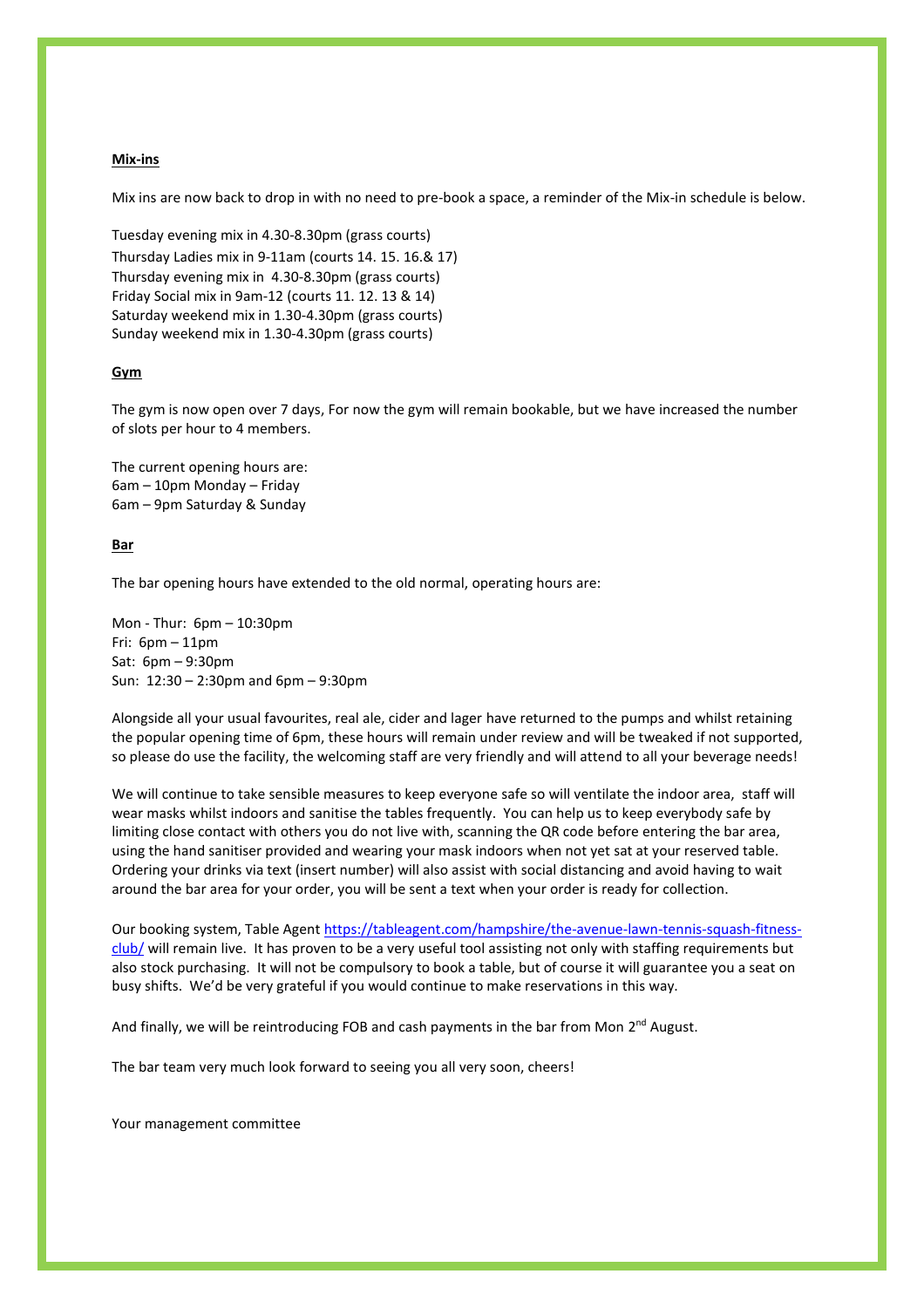**Mix-ins**

Mix ins are now back to drop in with no need to pre-book a space, a reminder of the Mix-in schedule is below.

Tuesday evening mix in 4.30-8.30pm (grass courts)
Thursday Ladies mix in 9-11am (courts 14. 15. 16.& 17)
Thursday evening mix in 4.30-8.30pm (grass courts)
Friday Social mix in 9am-12 (courts 11. 12. 13 & 14)
Saturday weekend mix in 1.30-4.30pm (grass courts)
Sunday weekend mix in 1.30-4.30pm (grass courts)

**Gym**

The gym is now open over 7 days, For now the gym will remain bookable, but we have increased the number of slots per hour to 4 members.

The current opening hours are:
6am – 10pm Monday – Friday
6am – 9pm Saturday & Sunday

**Bar**

The bar opening hours have extended to the old normal, operating hours are:

Mon - Thur: 6pm – 10:30pm
Fri: 6pm – 11pm
Sat: 6pm – 9:30pm
Sun: 12:30 – 2:30pm and 6pm – 9:30pm

Alongside all your usual favourites, real ale, cider and lager have returned to the pumps and whilst retaining the popular opening time of 6pm, these hours will remain under review and will be tweaked if not supported, so please do use the facility, the welcoming staff are very friendly and will attend to all your beverage needs!

We will continue to take sensible measures to keep everyone safe so will ventilate the indoor area, staff will wear masks whilst indoors and sanitise the tables frequently. You can help us to keep everybody safe by limiting close contact with others you do not live with, scanning the QR code before entering the bar area, using the hand sanitiser provided and wearing your mask indoors when not yet sat at your reserved table. Ordering your drinks via text (insert number) will also assist with social distancing and avoid having to wait around the bar area for your order, you will be sent a text when your order is ready for collection.

Our booking system, Table Agent https://tableagent.com/hampshire/the-avenue-lawn-tennis-squash-fitness-club/ will remain live. It has proven to be a very useful tool assisting not only with staffing requirements but also stock purchasing. It will not be compulsory to book a table, but of course it will guarantee you a seat on busy shifts. We'd be very grateful if you would continue to make reservations in this way.

And finally, we will be reintroducing FOB and cash payments in the bar from Mon 2nd August.

The bar team very much look forward to seeing you all very soon, cheers!

Your management committee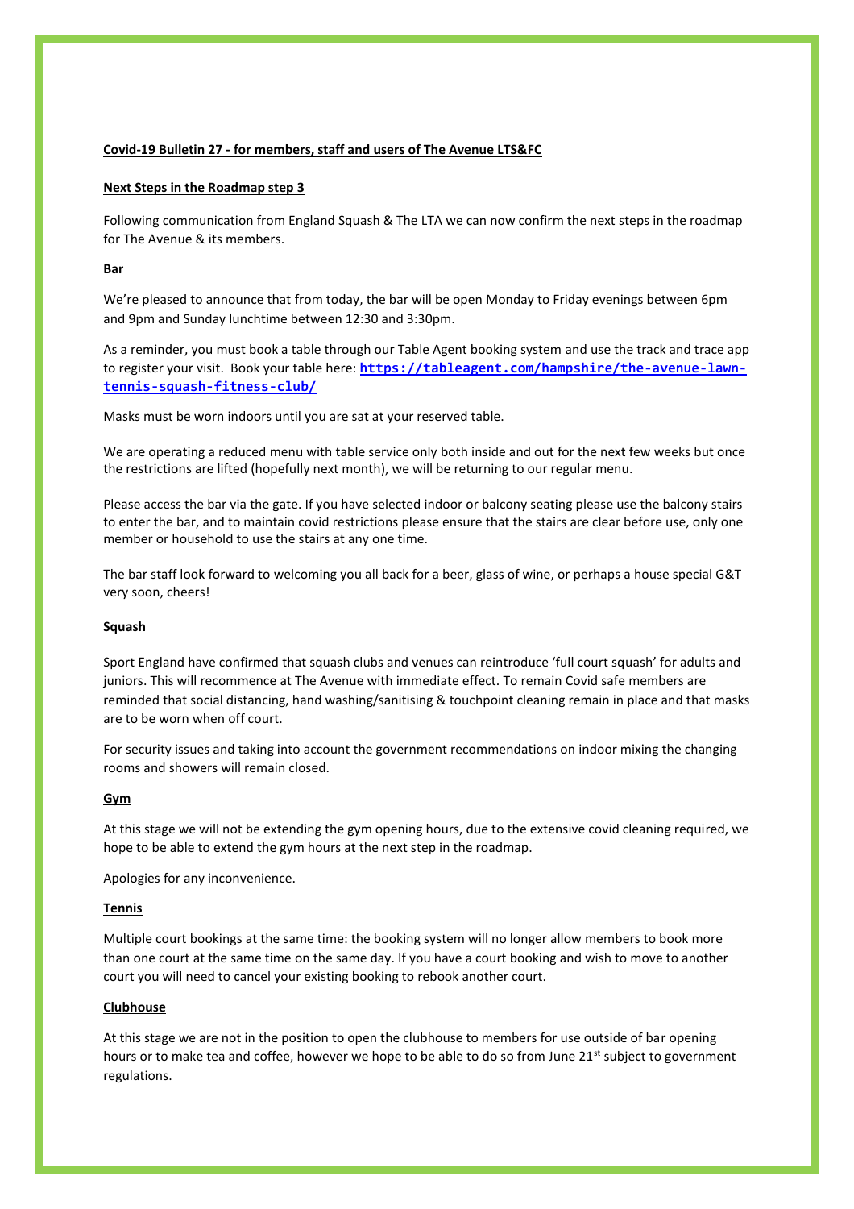**Covid-19 Bulletin 27 - for members, staff and users of The Avenue LTS&FC**

**Next Steps in the Roadmap step 3**

Following communication from England Squash & The LTA we can now confirm the next steps in the roadmap for The Avenue & its members.

**Bar**

We're pleased to announce that from today, the bar will be open Monday to Friday evenings between 6pm and 9pm and Sunday lunchtime between 12:30 and 3:30pm.

As a reminder, you must book a table through our Table Agent booking system and use the track and trace app to register your visit. Book your table here: **https://tableagent.com/hampshire/the-avenue-lawn-tennis-squash-fitness-club/**

Masks must be worn indoors until you are sat at your reserved table.

We are operating a reduced menu with table service only both inside and out for the next few weeks but once the restrictions are lifted (hopefully next month), we will be returning to our regular menu.

Please access the bar via the gate. If you have selected indoor or balcony seating please use the balcony stairs to enter the bar, and to maintain covid restrictions please ensure that the stairs are clear before use, only one member or household to use the stairs at any one time.

The bar staff look forward to welcoming you all back for a beer, glass of wine, or perhaps a house special G&T very soon, cheers!

**Squash**

Sport England have confirmed that squash clubs and venues can reintroduce 'full court squash' for adults and juniors. This will recommence at The Avenue with immediate effect. To remain Covid safe members are reminded that social distancing, hand washing/sanitising & touchpoint cleaning remain in place and that masks are to be worn when off court.

For security issues and taking into account the government recommendations on indoor mixing the changing rooms and showers will remain closed.

**Gym**

At this stage we will not be extending the gym opening hours, due to the extensive covid cleaning required, we hope to be able to extend the gym hours at the next step in the roadmap.

Apologies for any inconvenience.

**Tennis**

Multiple court bookings at the same time: the booking system will no longer allow members to book more than one court at the same time on the same day. If you have a court booking and wish to move to another court you will need to cancel your existing booking to rebook another court.

**Clubhouse**

At this stage we are not in the position to open the clubhouse to members for use outside of bar opening hours or to make tea and coffee, however we hope to be able to do so from June 21st subject to government regulations.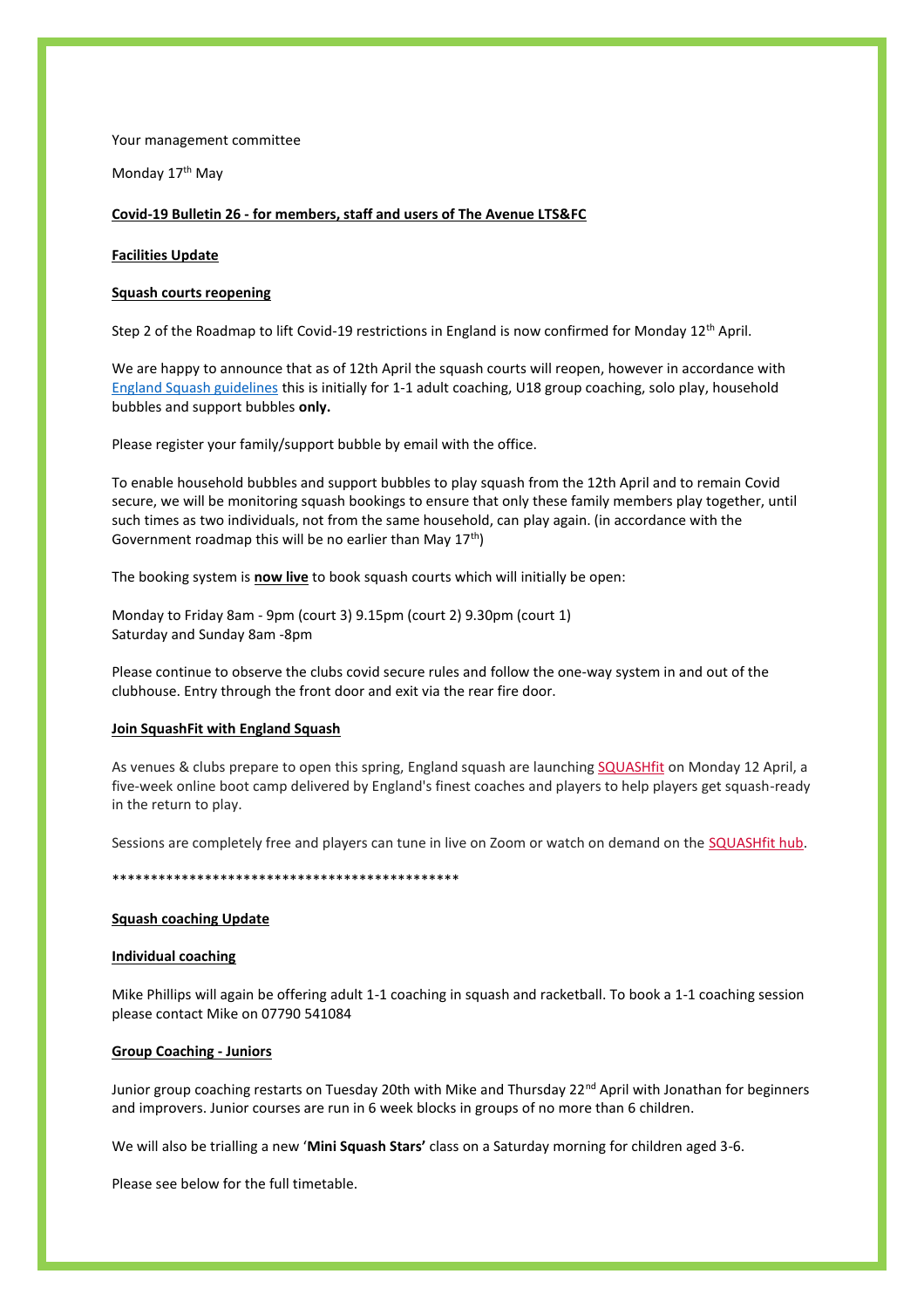Your management committee

Monday 17th May

**Covid-19 Bulletin 26 - for members, staff and users of The Avenue LTS&FC**

**Facilities Update**

**Squash courts reopening**

Step 2 of the Roadmap to lift Covid-19 restrictions in England is now confirmed for Monday 12th April.

We are happy to announce that as of 12th April the squash courts will reopen, however in accordance with England Squash guidelines this is initially for 1-1 adult coaching, U18 group coaching, solo play, household bubbles and support bubbles **only.**

Please register your family/support bubble by email with the office.

To enable household bubbles and support bubbles to play squash from the 12th April and to remain Covid secure, we will be monitoring squash bookings to ensure that only these family members play together, until such times as two individuals, not from the same household, can play again. (in accordance with the Government roadmap this will be no earlier than May 17th)

The booking system is **now live** to book squash courts which will initially be open:

Monday to Friday 8am - 9pm (court 3) 9.15pm (court 2) 9.30pm (court 1)
Saturday and Sunday 8am -8pm

Please continue to observe the clubs covid secure rules and follow the one-way system in and out of the clubhouse. Entry through the front door and exit via the rear fire door.

**Join SquashFit with England Squash**

As venues & clubs prepare to open this spring, England squash are launching SQUASHfit on Monday 12 April, a five-week online boot camp delivered by England's finest coaches and players to help players get squash-ready in the return to play.

Sessions are completely free and players can tune in live on Zoom or watch on demand on the SQUASHfit hub.

**********************************************

**Squash coaching Update**

**Individual coaching**

Mike Phillips will again be offering adult 1-1 coaching in squash and racketball. To book a 1-1 coaching session please contact Mike on 07790 541084

**Group Coaching - Juniors**

Junior group coaching restarts on Tuesday 20th with Mike and Thursday 22nd April with Jonathan for beginners and improvers. Junior courses are run in 6 week blocks in groups of no more than 6 children.

We will also be trialling a new '**Mini Squash Stars'** class on a Saturday morning for children aged 3-6.

Please see below for the full timetable.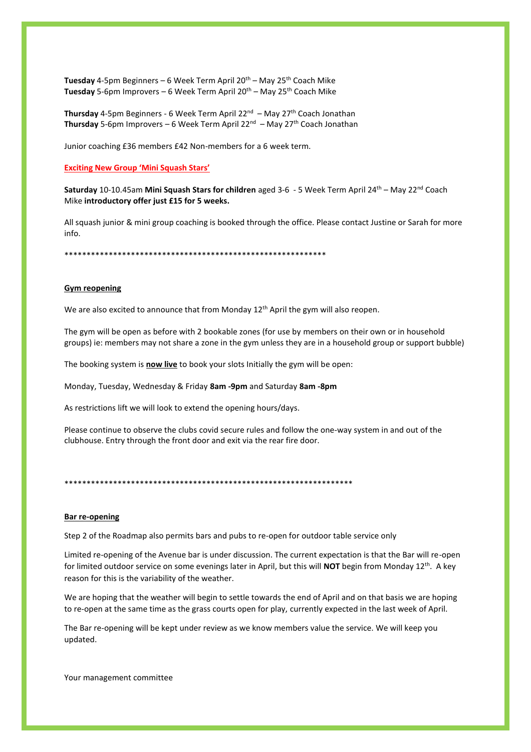**Tuesday** 4-5pm Beginners – 6 Week Term April 20th – May 25th Coach Mike
**Tuesday** 5-6pm Improvers – 6 Week Term April 20th – May 25th Coach Mike

**Thursday** 4-5pm Beginners - 6 Week Term April 22nd – May 27th Coach Jonathan
**Thursday** 5-6pm Improvers – 6 Week Term April 22nd – May 27th Coach Jonathan

Junior coaching £36 members £42 Non-members for a 6 week term.

**Exciting New Group 'Mini Squash Stars'**

**Saturday** 10-10.45am **Mini Squash Stars for children** aged 3-6 - 5 Week Term April 24th – May 22nd Coach Mike **introductory offer just £15 for 5 weeks.**

All squash junior & mini group coaching is booked through the office. Please contact Justine or Sarah for more info.

*************************************************************

**Gym reopening**

We are also excited to announce that from Monday 12th April the gym will also reopen.

The gym will be open as before with 2 bookable zones (for use by members on their own or in household groups) ie: members may not share a zone in the gym unless they are in a household group or support bubble)

The booking system is **now live** to book your slots Initially the gym will be open:

Monday, Tuesday, Wednesday & Friday **8am -9pm** and Saturday **8am -8pm**

As restrictions lift we will look to extend the opening hours/days.

Please continue to observe the clubs covid secure rules and follow the one-way system in and out of the clubhouse. Entry through the front door and exit via the rear fire door.

******************************************************************

**Bar re-opening**

Step 2 of the Roadmap also permits bars and pubs to re-open for outdoor table service only

Limited re-opening of the Avenue bar is under discussion. The current expectation is that the Bar will re-open for limited outdoor service on some evenings later in April, but this will **NOT** begin from Monday 12th. A key reason for this is the variability of the weather.

We are hoping that the weather will begin to settle towards the end of April and on that basis we are hoping to re-open at the same time as the grass courts open for play, currently expected in the last week of April.

The Bar re-opening will be kept under review as we know members value the service. We will keep you updated.

Your management committee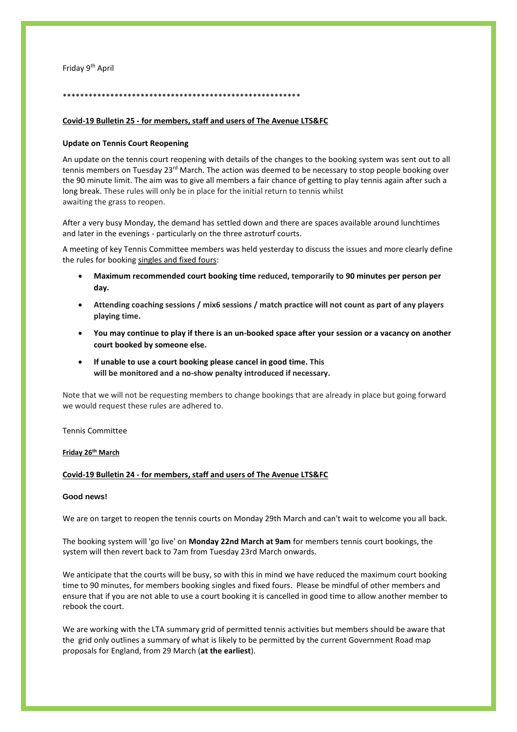Friday 9th April

*********************************************************

**Covid-19 Bulletin 25 - for members, staff and users of The Avenue LTS&FC**

**Update on Tennis Court Reopening**

An update on the tennis court reopening with details of the changes to the booking system was sent out to all tennis members on Tuesday 23rd March. The action was deemed to be necessary to stop people booking over the 90 minute limit. The aim was to give all members a fair chance of getting to play tennis again after such a long break. These rules will only be in place for the initial return to tennis whilst awaiting the grass to reopen.

After a very busy Monday, the demand has settled down and there are spaces available around lunchtimes and later in the evenings - particularly on the three astroturf courts.

A meeting of key Tennis Committee members was held yesterday to discuss the issues and more clearly define the rules for booking singles and fixed fours:

- **Maximum recommended court booking time reduced, temporarily to 90 minutes per person per day.**
- **Attending coaching sessions / mix6 sessions / match practice will not count as part of any players playing time.**
- **You may continue to play if there is an un-booked space after your session or a vacancy on another court booked by someone else.**
- **If unable to use a court booking please cancel in good time. This will be monitored and a no-show penalty introduced if necessary.**

Note that we will not be requesting members to change bookings that are already in place but going forward we would request these rules are adhered to.

Tennis Committee

**Friday 26th March**

**Covid-19 Bulletin 24 - for members, staff and users of The Avenue LTS&FC**

**Good news!**

We are on target to reopen the tennis courts on Monday 29th March and can't wait to welcome you all back.

The booking system will 'go live' on **Monday 22nd March at 9am** for members tennis court bookings, the system will then revert back to 7am from Tuesday 23rd March onwards.

We anticipate that the courts will be busy, so with this in mind we have reduced the maximum court booking time to 90 minutes, for members booking singles and fixed fours. Please be mindful of other members and ensure that if you are not able to use a court booking it is cancelled in good time to allow another member to rebook the court.

We are working with the LTA summary grid of permitted tennis activities but members should be aware that the grid only outlines a summary of what is likely to be permitted by the current Government Road map proposals for England, from 29 March (**at the earliest**).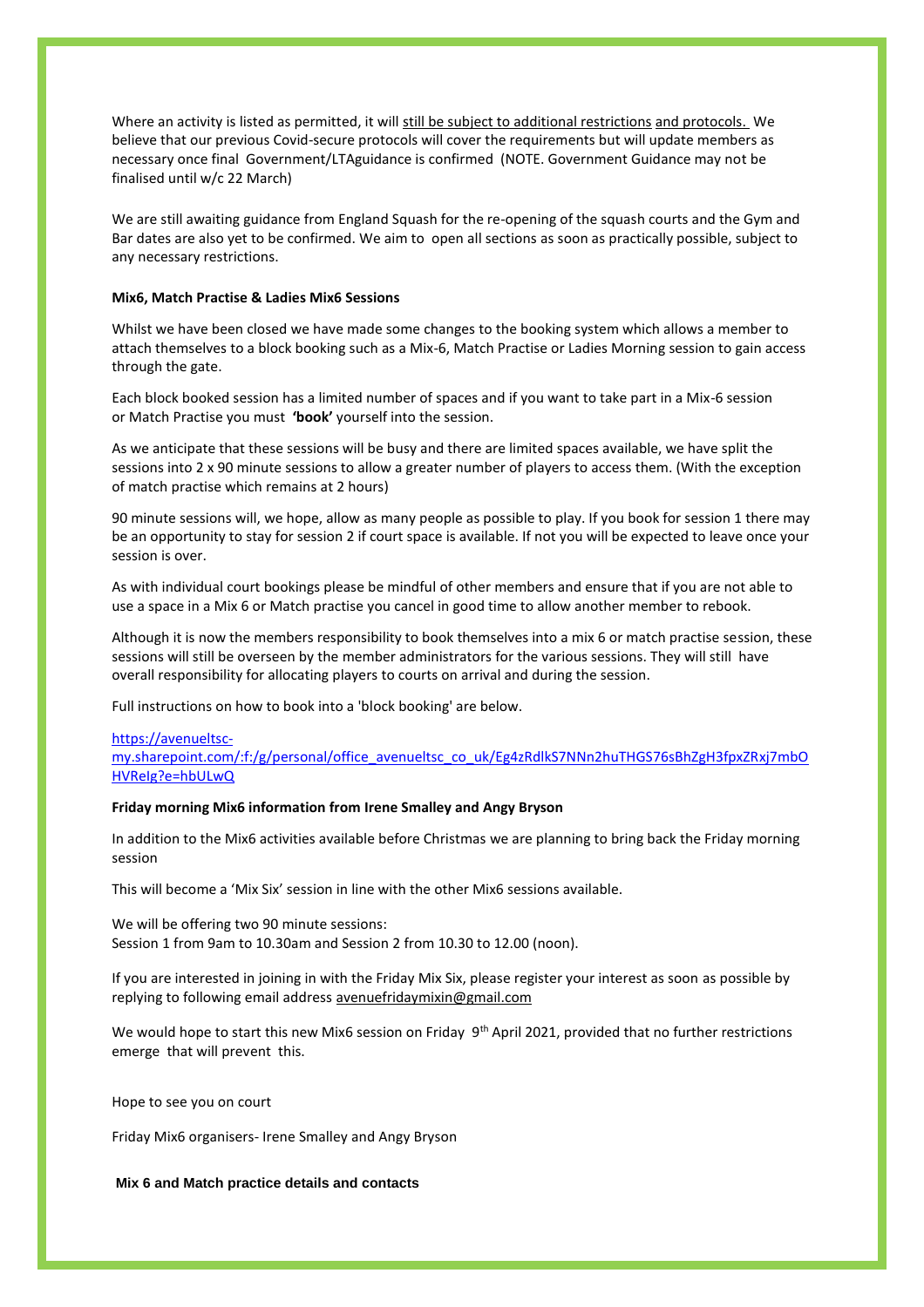Where an activity is listed as permitted, it will still be subject to additional restrictions and protocols. We believe that our previous Covid-secure protocols will cover the requirements but will update members as necessary once final Government/LTAguidance is confirmed (NOTE. Government Guidance may not be finalised until w/c 22 March)

We are still awaiting guidance from England Squash for the re-opening of the squash courts and the Gym and Bar dates are also yet to be confirmed. We aim to open all sections as soon as practically possible, subject to any necessary restrictions.

**Mix6, Match Practise & Ladies Mix6 Sessions**

Whilst we have been closed we have made some changes to the booking system which allows a member to attach themselves to a block booking such as a Mix-6, Match Practise or Ladies Morning session to gain access through the gate.

Each block booked session has a limited number of spaces and if you want to take part in a Mix-6 session or Match Practise you must **'book'** yourself into the session.

As we anticipate that these sessions will be busy and there are limited spaces available, we have split the sessions into 2 x 90 minute sessions to allow a greater number of players to access them. (With the exception of match practise which remains at 2 hours)

90 minute sessions will, we hope, allow as many people as possible to play. If you book for session 1 there may be an opportunity to stay for session 2 if court space is available. If not you will be expected to leave once your session is over.

As with individual court bookings please be mindful of other members and ensure that if you are not able to use a space in a Mix 6 or Match practise you cancel in good time to allow another member to rebook.

Although it is now the members responsibility to book themselves into a mix 6 or match practise session, these sessions will still be overseen by the member administrators for the various sessions. They will still have overall responsibility for allocating players to courts on arrival and during the session.

Full instructions on how to book into a 'block booking' are below.

https://avenueltsc-my.sharepoint.com/:f:/g/personal/office_avenueltsc_co_uk/Eg4zRdlkS7NNn2huTHGS76sBhZgH3fpxZRxj7mbOHVReIg?e=hbULwQ

**Friday morning Mix6 information from Irene Smalley and Angy Bryson**

In addition to the Mix6 activities available before Christmas we are planning to bring back the Friday morning session

This will become a 'Mix Six' session in line with the other Mix6 sessions available.

We will be offering two 90 minute sessions:
Session 1 from 9am to 10.30am and Session 2 from 10.30 to 12.00 (noon).

If you are interested in joining in with the Friday Mix Six, please register your interest as soon as possible by replying to following email address avuefridaymixin@gmail.com

We would hope to start this new Mix6 session on Friday 9th April 2021, provided that no further restrictions emerge that will prevent this.

Hope to see you on court

Friday Mix6 organisers- Irene Smalley and Angy Bryson

**Mix 6 and Match practice details and contacts**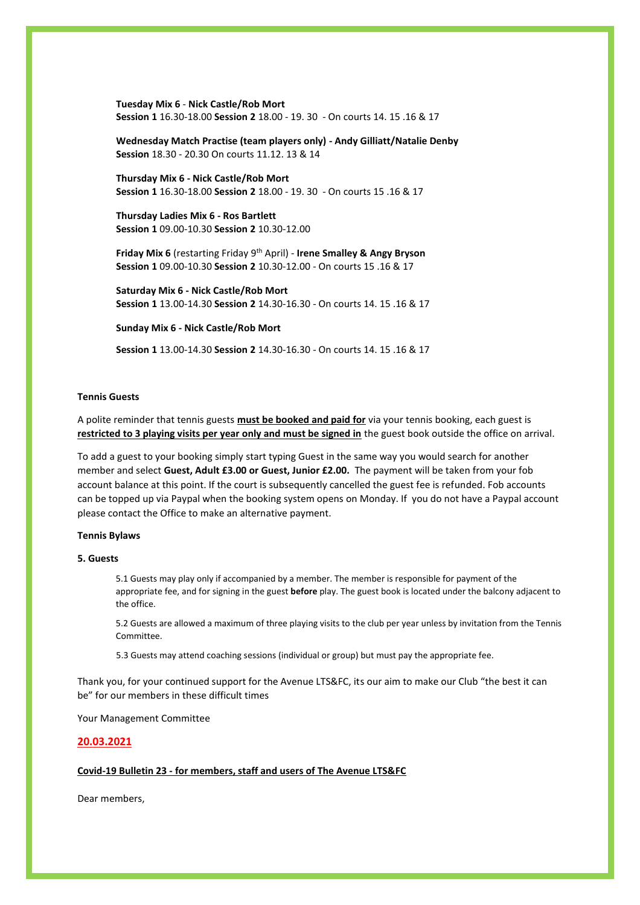**Tuesday Mix 6** - **Nick Castle/Rob Mort**
**Session 1** 16.30-18.00 **Session 2** 18.00 - 19. 30 - On courts 14. 15 .16 & 17

**Wednesday Match Practise (team players only) - Andy Gilliatt/Natalie Denby**
**Session** 18.30 - 20.30 On courts 11.12. 13 & 14

**Thursday Mix 6 - Nick Castle/Rob Mort**
**Session 1** 16.30-18.00 **Session 2** 18.00 - 19. 30 - On courts 15 .16 & 17

**Thursday Ladies Mix 6 - Ros Bartlett**
**Session 1** 09.00-10.30 **Session 2** 10.30-12.00

**Friday Mix 6** (restarting Friday 9th April) - **Irene Smalley & Angy Bryson**
**Session 1** 09.00-10.30 **Session 2** 10.30-12.00 - On courts 15 .16 & 17

**Saturday Mix 6 - Nick Castle/Rob Mort**
**Session 1** 13.00-14.30 **Session 2** 14.30-16.30 - On courts 14. 15 .16 & 17

**Sunday Mix 6 - Nick Castle/Rob Mort**

**Session 1** 13.00-14.30 **Session 2** 14.30-16.30 - On courts 14. 15 .16 & 17

**Tennis Guests**

A polite reminder that tennis guests **must be booked and paid for** via your tennis booking, each guest is **restricted to 3 playing visits per year only and must be signed in** the guest book outside the office on arrival.

To add a guest to your booking simply start typing Guest in the same way you would search for another member and select **Guest, Adult £3.00 or Guest, Junior £2.00.** The payment will be taken from your fob account balance at this point. If the court is subsequently cancelled the guest fee is refunded. Fob accounts can be topped up via Paypal when the booking system opens on Monday. If you do not have a Paypal account please contact the Office to make an alternative payment.

**Tennis Bylaws**

**5. Guests**

5.1 Guests may play only if accompanied by a member. The member is responsible for payment of the appropriate fee, and for signing in the guest **before** play. The guest book is located under the balcony adjacent to the office.

5.2 Guests are allowed a maximum of three playing visits to the club per year unless by invitation from the Tennis Committee.

5.3 Guests may attend coaching sessions (individual or group) but must pay the appropriate fee.

Thank you, for your continued support for the Avenue LTS&FC, its our aim to make our Club "the best it can be" for our members in these difficult times

Your Management Committee

**20.03.2021**

**Covid-19 Bulletin 23 - for members, staff and users of The Avenue LTS&FC**

Dear members,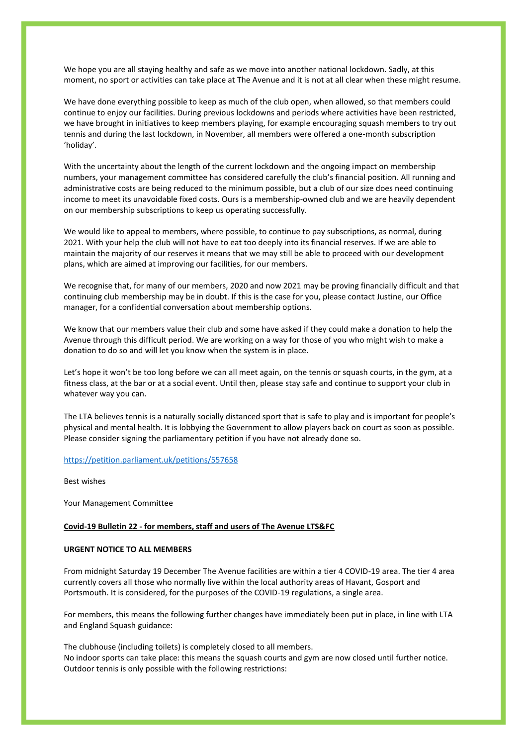We hope you are all staying healthy and safe as we move into another national lockdown. Sadly, at this moment, no sport or activities can take place at The Avenue and it is not at all clear when these might resume.

We have done everything possible to keep as much of the club open, when allowed, so that members could continue to enjoy our facilities. During previous lockdowns and periods where activities have been restricted, we have brought in initiatives to keep members playing, for example encouraging squash members to try out tennis and during the last lockdown, in November, all members were offered a one-month subscription 'holiday'.

With the uncertainty about the length of the current lockdown and the ongoing impact on membership numbers, your management committee has considered carefully the club's financial position. All running and administrative costs are being reduced to the minimum possible, but a club of our size does need continuing income to meet its unavoidable fixed costs. Ours is a membership-owned club and we are heavily dependent on our membership subscriptions to keep us operating successfully.

We would like to appeal to members, where possible, to continue to pay subscriptions, as normal, during 2021. With your help the club will not have to eat too deeply into its financial reserves. If we are able to maintain the majority of our reserves it means that we may still be able to proceed with our development plans, which are aimed at improving our facilities, for our members.

We recognise that, for many of our members, 2020 and now 2021 may be proving financially difficult and that continuing club membership may be in doubt. If this is the case for you, please contact Justine, our Office manager, for a confidential conversation about membership options.

We know that our members value their club and some have asked if they could make a donation to help the Avenue through this difficult period. We are working on a way for those of you who might wish to make a donation to do so and will let you know when the system is in place.

Let's hope it won't be too long before we can all meet again, on the tennis or squash courts, in the gym, at a fitness class, at the bar or at a social event. Until then, please stay safe and continue to support your club in whatever way you can.

The LTA believes tennis is a naturally socially distanced sport that is safe to play and is important for people's physical and mental health. It is lobbying the Government to allow players back on court as soon as possible. Please consider signing the parliamentary petition if you have not already done so.

https://petition.parliament.uk/petitions/557658

Best wishes

Your Management Committee

**Covid-19 Bulletin 22 - for members, staff and users of The Avenue LTS&FC**

**URGENT NOTICE TO ALL MEMBERS**

From midnight Saturday 19 December The Avenue facilities are within a tier 4 COVID-19 area. The tier 4 area currently covers all those who normally live within the local authority areas of Havant, Gosport and Portsmouth. It is considered, for the purposes of the COVID-19 regulations, a single area.

For members, this means the following further changes have immediately been put in place, in line with LTA and England Squash guidance:

The clubhouse (including toilets) is completely closed to all members.
No indoor sports can take place: this means the squash courts and gym are now closed until further notice.
Outdoor tennis is only possible with the following restrictions: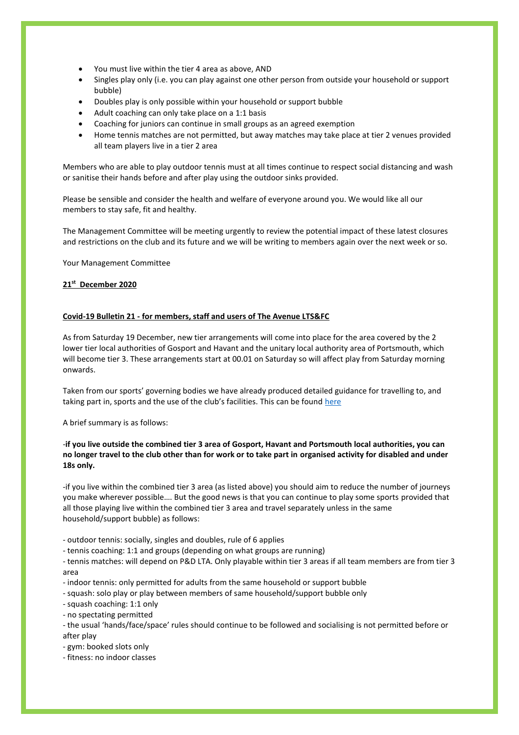- You must live within the tier 4 area as above, AND
- Singles play only (i.e. you can play against one other person from outside your household or support bubble)
- Doubles play is only possible within your household or support bubble
- Adult coaching can only take place on a 1:1 basis
- Coaching for juniors can continue in small groups as an agreed exemption
- Home tennis matches are not permitted, but away matches may take place at tier 2 venues provided all team players live in a tier 2 area

Members who are able to play outdoor tennis must at all times continue to respect social distancing and wash or sanitise their hands before and after play using the outdoor sinks provided.

Please be sensible and consider the health and welfare of everyone around you. We would like all our members to stay safe, fit and healthy.

The Management Committee will be meeting urgently to review the potential impact of these latest closures and restrictions on the club and its future and we will be writing to members again over the next week or so.

Your Management Committee

**21st December 2020**

**Covid-19 Bulletin 21 - for members, staff and users of The Avenue LTS&FC**

As from Saturday 19 December, new tier arrangements will come into place for the area covered by the 2 lower tier local authorities of Gosport and Havant and the unitary local authority area of Portsmouth, which will become tier 3. These arrangements start at 00.01 on Saturday so will affect play from Saturday morning onwards.

Taken from our sports' governing bodies we have already produced detailed guidance for travelling to, and taking part in, sports and the use of the club's facilities. This can be found [here]

A brief summary is as follows:

-**if you live outside the combined tier 3 area of Gosport, Havant and Portsmouth local authorities, you can no longer travel to the club other than for work or to take part in organised activity for disabled and under 18s only.**

-if you live within the combined tier 3 area (as listed above) you should aim to reduce the number of journeys you make wherever possible…. But the good news is that you can continue to play some sports provided that all those playing live within the combined tier 3 area and travel separately unless in the same household/support bubble) as follows:

- outdoor tennis: socially, singles and doubles, rule of 6 applies
- tennis coaching: 1:1 and groups (depending on what groups are running)
- tennis matches: will depend on P&D LTA. Only playable within tier 3 areas if all team members are from tier 3 area
- indoor tennis: only permitted for adults from the same household or support bubble
- squash: solo play or play between members of same household/support bubble only
- squash coaching: 1:1 only
- no spectating permitted
- the usual 'hands/face/space' rules should continue to be followed and socialising is not permitted before or after play
- gym: booked slots only
- fitness: no indoor classes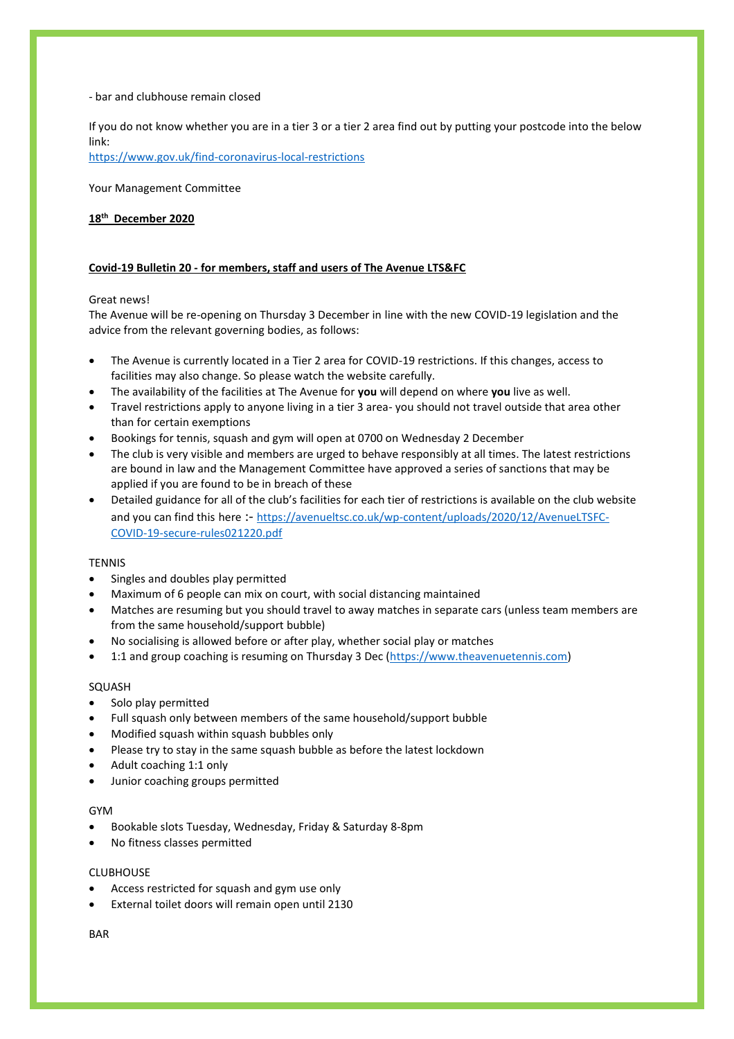- bar and clubhouse remain closed

If you do not know whether you are in a tier 3 or a tier 2 area find out by putting your postcode into the below link:
https://www.gov.uk/find-coronavirus-local-restrictions

Your Management Committee

**18th December 2020**

**Covid-19 Bulletin 20 - for members, staff and users of The Avenue LTS&FC**

Great news!
The Avenue will be re-opening on Thursday 3 December in line with the new COVID-19 legislation and the advice from the relevant governing bodies, as follows:

- The Avenue is currently located in a Tier 2 area for COVID-19 restrictions. If this changes, access to facilities may also change. So please watch the website carefully.
- The availability of the facilities at The Avenue for **you** will depend on where **you** live as well.
- Travel restrictions apply to anyone living in a tier 3 area- you should not travel outside that area other than for certain exemptions
- Bookings for tennis, squash and gym will open at 0700 on Wednesday 2 December
- The club is very visible and members are urged to behave responsibly at all times. The latest restrictions are bound in law and the Management Committee have approved a series of sanctions that may be applied if you are found to be in breach of these
- Detailed guidance for all of the club's facilities for each tier of restrictions is available on the club website and you can find this here :- https://avenueltsc.co.uk/wp-content/uploads/2020/12/AvenueLTSFC-COVID-19-secure-rules021220.pdf

TENNIS

- Singles and doubles play permitted
- Maximum of 6 people can mix on court, with social distancing maintained
- Matches are resuming but you should travel to away matches in separate cars (unless team members are from the same household/support bubble)
- No socialising is allowed before or after play, whether social play or matches
- 1:1 and group coaching is resuming on Thursday 3 Dec (https://www.theavenuetennis.com)

SQUASH

- Solo play permitted
- Full squash only between members of the same household/support bubble
- Modified squash within squash bubbles only
- Please try to stay in the same squash bubble as before the latest lockdown
- Adult coaching 1:1 only
- Junior coaching groups permitted

GYM

- Bookable slots Tuesday, Wednesday, Friday & Saturday 8-8pm
- No fitness classes permitted

CLUBHOUSE

- Access restricted for squash and gym use only
- External toilet doors will remain open until 2130

BAR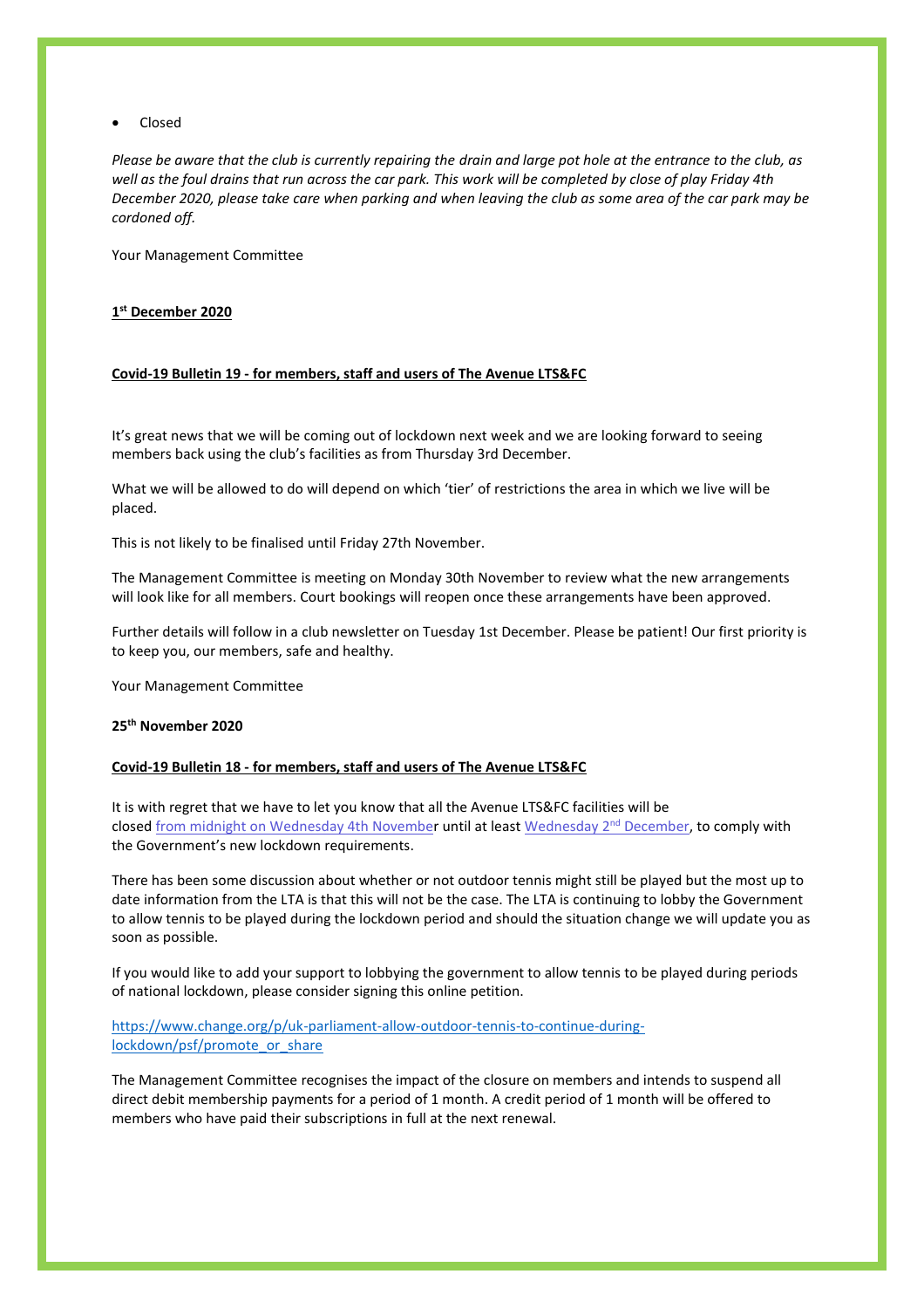- Closed

*Please be aware that the club is currently repairing the drain and large pot hole at the entrance to the club, as well as the foul drains that run across the car park. This work will be completed by close of play Friday 4th December 2020, please take care when parking and when leaving the club as some area of the car park may be cordoned off.*

Your Management Committee

**1st December 2020**

**Covid-19 Bulletin 19 - for members, staff and users of The Avenue LTS&FC**

It's great news that we will be coming out of lockdown next week and we are looking forward to seeing members back using the club's facilities as from Thursday 3rd December.

What we will be allowed to do will depend on which 'tier' of restrictions the area in which we live will be placed.

This is not likely to be finalised until Friday 27th November.

The Management Committee is meeting on Monday 30th November to review what the new arrangements will look like for all members. Court bookings will reopen once these arrangements have been approved.

Further details will follow in a club newsletter on Tuesday 1st December. Please be patient! Our first priority is to keep you, our members, safe and healthy.

Your Management Committee

**25th November 2020**

**Covid-19 Bulletin 18 - for members, staff and users of The Avenue LTS&FC**

It is with regret that we have to let you know that all the Avenue LTS&FC facilities will be closed from midnight on Wednesday 4th November until at least Wednesday 2nd December, to comply with the Government's new lockdown requirements.

There has been some discussion about whether or not outdoor tennis might still be played but the most up to date information from the LTA is that this will not be the case. The LTA is continuing to lobby the Government to allow tennis to be played during the lockdown period and should the situation change we will update you as soon as possible.

If you would like to add your support to lobbying the government to allow tennis to be played during periods of national lockdown, please consider signing this online petition.

https://www.change.org/p/uk-parliament-allow-outdoor-tennis-to-continue-during-lockdown/psf/promote_or_share

The Management Committee recognises the impact of the closure on members and intends to suspend all direct debit membership payments for a period of 1 month. A credit period of 1 month will be offered to members who have paid their subscriptions in full at the next renewal.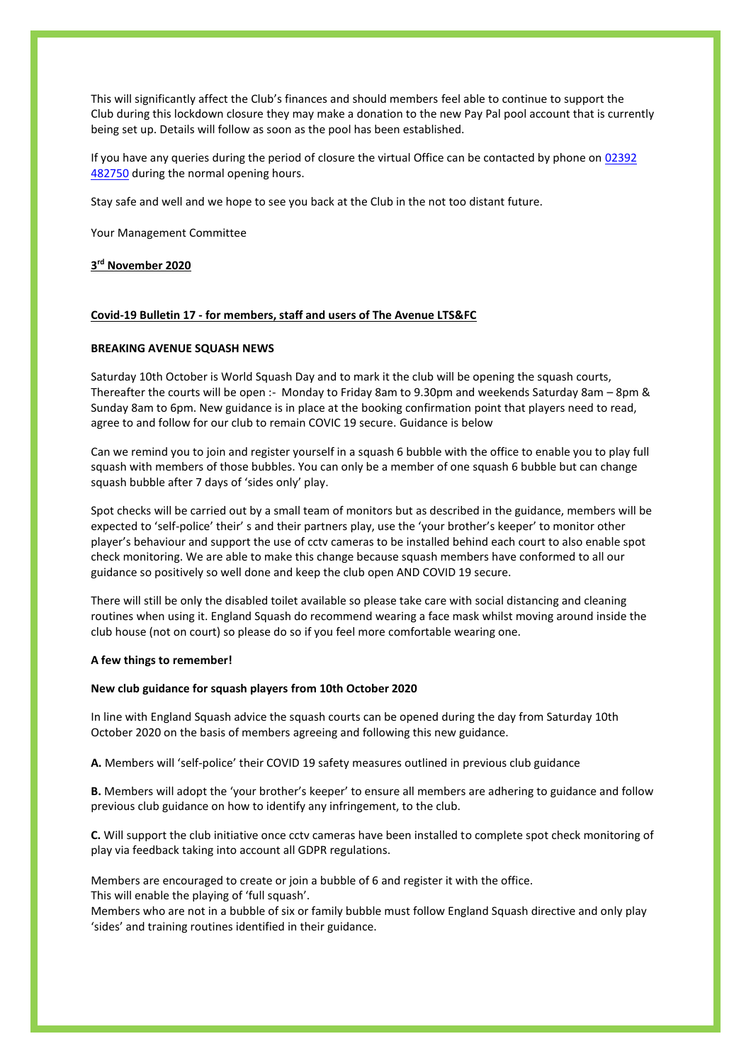This will significantly affect the Club's finances and should members feel able to continue to support the Club during this lockdown closure they may make a donation to the new Pay Pal pool account that is currently being set up. Details will follow as soon as the pool has been established.

If you have any queries during the period of closure the virtual Office can be contacted by phone on 02392 482750 during the normal opening hours.

Stay safe and well and we hope to see you back at the Club in the not too distant future.

Your Management Committee

**3rd November 2020**

**Covid-19 Bulletin 17 - for members, staff and users of The Avenue LTS&FC**

**BREAKING AVENUE SQUASH NEWS**

Saturday 10th October is World Squash Day and to mark it the club will be opening the squash courts, Thereafter the courts will be open :- Monday to Friday 8am to 9.30pm and weekends Saturday 8am – 8pm & Sunday 8am to 6pm. New guidance is in place at the booking confirmation point that players need to read, agree to and follow for our club to remain COVIC 19 secure. Guidance is below

Can we remind you to join and register yourself in a squash 6 bubble with the office to enable you to play full squash with members of those bubbles. You can only be a member of one squash 6 bubble but can change squash bubble after 7 days of 'sides only' play.

Spot checks will be carried out by a small team of monitors but as described in the guidance, members will be expected to 'self-police' their' s and their partners play, use the 'your brother's keeper' to monitor other player's behaviour and support the use of cctv cameras to be installed behind each court to also enable spot check monitoring. We are able to make this change because squash members have conformed to all our guidance so positively so well done and keep the club open AND COVID 19 secure.

There will still be only the disabled toilet available so please take care with social distancing and cleaning routines when using it. England Squash do recommend wearing a face mask whilst moving around inside the club house (not on court) so please do so if you feel more comfortable wearing one.

**A few things to remember!**

**New club guidance for squash players from 10th October 2020**

In line with England Squash advice the squash courts can be opened during the day from Saturday 10th October 2020 on the basis of members agreeing and following this new guidance.

**A.** Members will 'self-police' their COVID 19 safety measures outlined in previous club guidance

**B.** Members will adopt the 'your brother's keeper' to ensure all members are adhering to guidance and follow previous club guidance on how to identify any infringement, to the club.

**C.** Will support the club initiative once cctv cameras have been installed to complete spot check monitoring of play via feedback taking into account all GDPR regulations.

Members are encouraged to create or join a bubble of 6 and register it with the office.
This will enable the playing of 'full squash'.
Members who are not in a bubble of six or family bubble must follow England Squash directive and only play 'sides' and training routines identified in their guidance.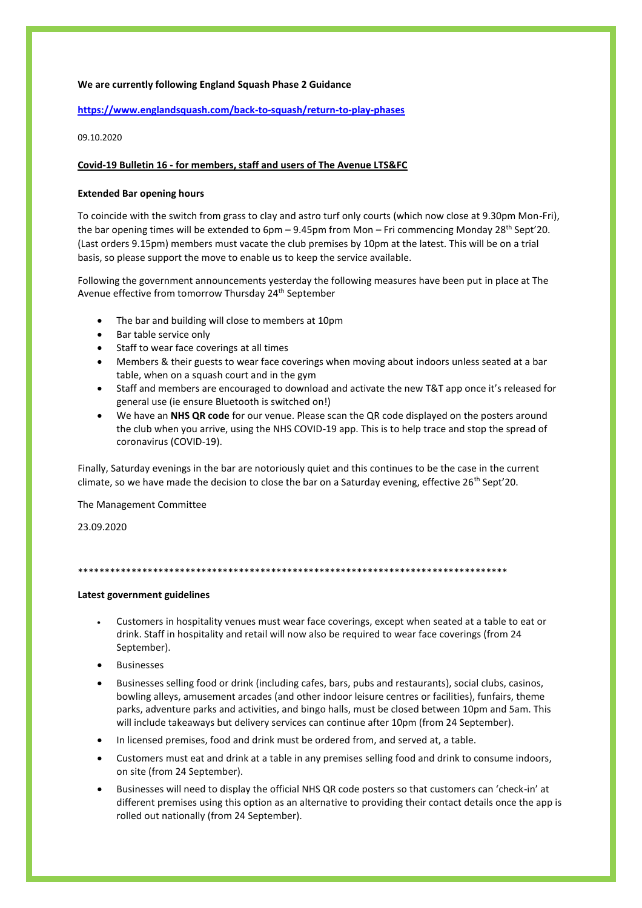**We are currently following England Squash Phase 2 Guidance**

**[https://www.englandsquash.com/back-to-squash/return-to-play-phases](https://www.englandsquash.com/back-to-squash/return-to-play-phases)**

09.10.2020

**Covid-19 Bulletin 16 - for members, staff and users of The Avenue LTS&FC**

**Extended Bar opening hours**

To coincide with the switch from grass to clay and astro turf only courts (which now close at 9.30pm Mon-Fri), the bar opening times will be extended to 6pm – 9.45pm from Mon – Fri commencing Monday 28th Sept'20. (Last orders 9.15pm) members must vacate the club premises by 10pm at the latest. This will be on a trial basis, so please support the move to enable us to keep the service available.

Following the government announcements yesterday the following measures have been put in place at The Avenue effective from tomorrow Thursday 24th September

- The bar and building will close to members at 10pm
- Bar table service only
- Staff to wear face coverings at all times
- Members & their guests to wear face coverings when moving about indoors unless seated at a bar table, when on a squash court and in the gym
- Staff and members are encouraged to download and activate the new T&T app once it's released for general use (ie ensure Bluetooth is switched on!)
- We have an **NHS QR code** for our venue. Please scan the QR code displayed on the posters around the club when you arrive, using the NHS COVID-19 app. This is to help trace and stop the spread of coronavirus (COVID-19).

Finally, Saturday evenings in the bar are notoriously quiet and this continues to be the case in the current climate, so we have made the decision to close the bar on a Saturday evening, effective 26th Sept'20.

The Management Committee

23.09.2020

*********************************************************************************

**Latest government guidelines**

- Customers in hospitality venues must wear face coverings, except when seated at a table to eat or drink. Staff in hospitality and retail will now also be required to wear face coverings (from 24 September).
- Businesses
- Businesses selling food or drink (including cafes, bars, pubs and restaurants), social clubs, casinos, bowling alleys, amusement arcades (and other indoor leisure centres or facilities), funfairs, theme parks, adventure parks and activities, and bingo halls, must be closed between 10pm and 5am. This will include takeaways but delivery services can continue after 10pm (from 24 September).
- In licensed premises, food and drink must be ordered from, and served at, a table.
- Customers must eat and drink at a table in any premises selling food and drink to consume indoors, on site (from 24 September).
- Businesses will need to display the official NHS QR code posters so that customers can 'check-in' at different premises using this option as an alternative to providing their contact details once the app is rolled out nationally (from 24 September).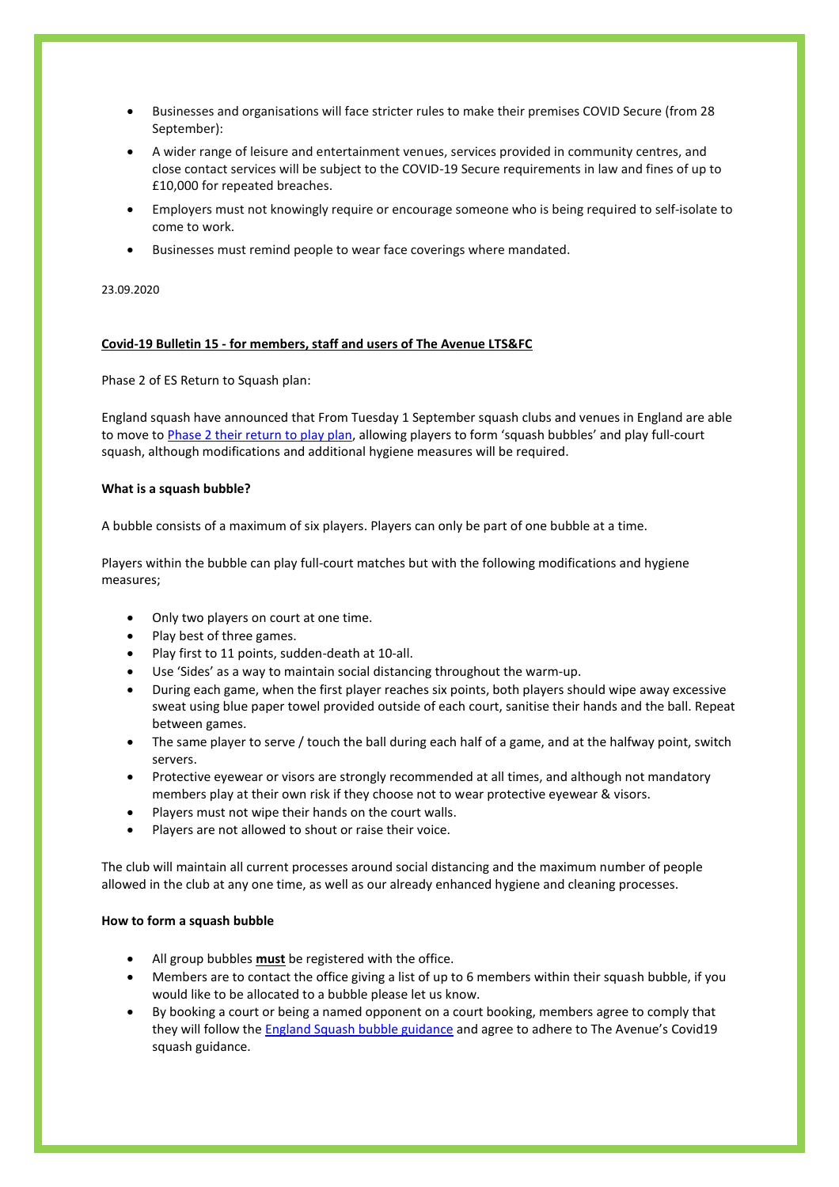- Businesses and organisations will face stricter rules to make their premises COVID Secure (from 28 September):
- A wider range of leisure and entertainment venues, services provided in community centres, and close contact services will be subject to the COVID-19 Secure requirements in law and fines of up to £10,000 for repeated breaches.
- Employers must not knowingly require or encourage someone who is being required to self-isolate to come to work.
- Businesses must remind people to wear face coverings where mandated.

23.09.2020

**Covid-19 Bulletin 15 - for members, staff and users of The Avenue LTS&FC**

Phase 2 of ES Return to Squash plan:

England squash have announced that From Tuesday 1 September squash clubs and venues in England are able to move to Phase 2 their return to play plan, allowing players to form 'squash bubbles' and play full-court squash, although modifications and additional hygiene measures will be required.

**What is a squash bubble?**

A bubble consists of a maximum of six players. Players can only be part of one bubble at a time.

Players within the bubble can play full-court matches but with the following modifications and hygiene measures;

- Only two players on court at one time.
- Play best of three games.
- Play first to 11 points, sudden-death at 10-all.
- Use 'Sides' as a way to maintain social distancing throughout the warm-up.
- During each game, when the first player reaches six points, both players should wipe away excessive sweat using blue paper towel provided outside of each court, sanitise their hands and the ball. Repeat between games.
- The same player to serve / touch the ball during each half of a game, and at the halfway point, switch servers.
- Protective eyewear or visors are strongly recommended at all times, and although not mandatory members play at their own risk if they choose not to wear protective eyewear & visors.
- Players must not wipe their hands on the court walls.
- Players are not allowed to shout or raise their voice.

The club will maintain all current processes around social distancing and the maximum number of people allowed in the club at any one time, as well as our already enhanced hygiene and cleaning processes.

**How to form a squash bubble**

- All group bubbles **must** be registered with the office.
- Members are to contact the office giving a list of up to 6 members within their squash bubble, if you would like to be allocated to a bubble please let us know.
- By booking a court or being a named opponent on a court booking, members agree to comply that they will follow the England Squash bubble guidance and agree to adhere to The Avenue's Covid19 squash guidance.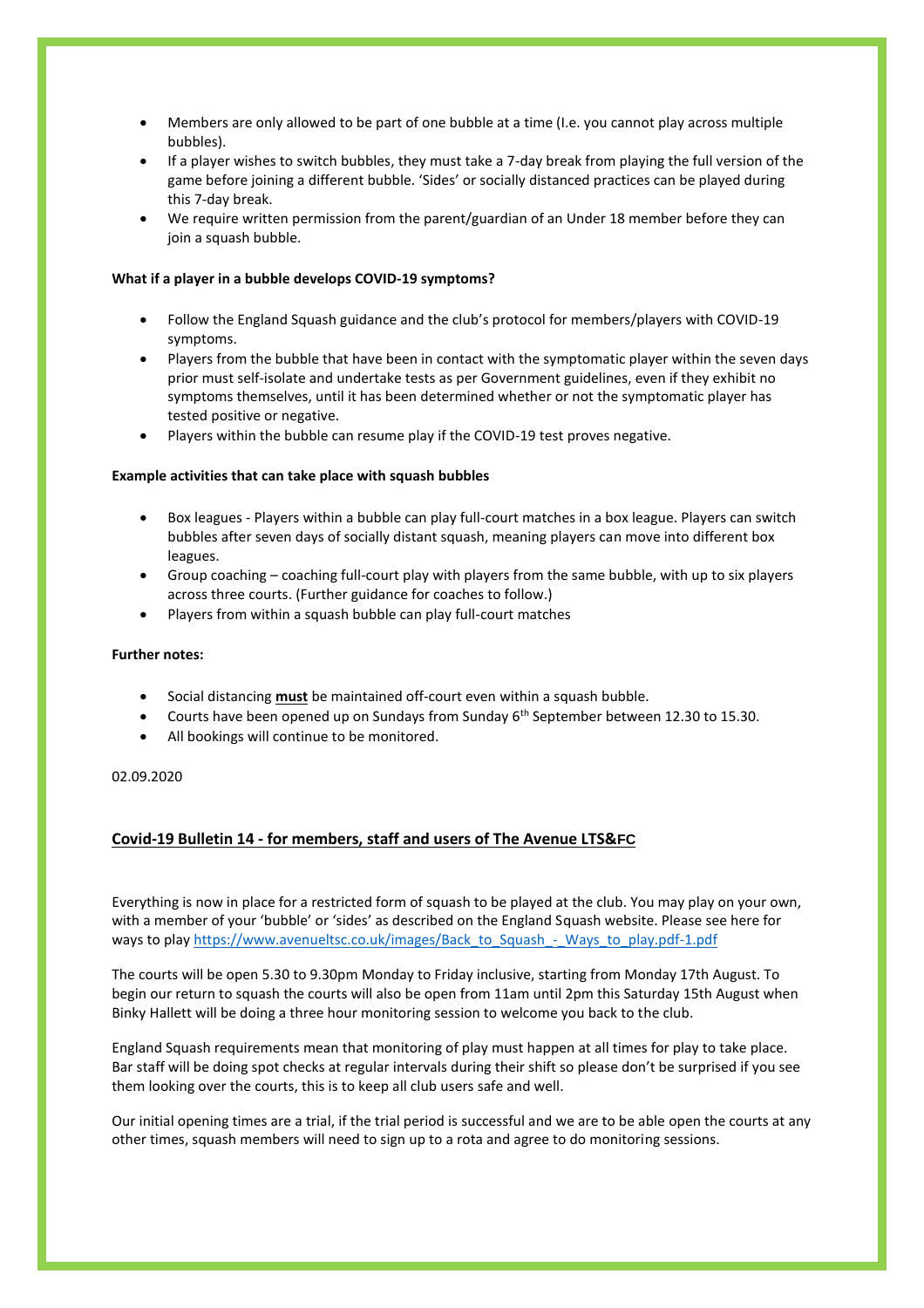- Members are only allowed to be part of one bubble at a time (I.e. you cannot play across multiple bubbles).
- If a player wishes to switch bubbles, they must take a 7-day break from playing the full version of the game before joining a different bubble. 'Sides' or socially distanced practices can be played during this 7-day break.
- We require written permission from the parent/guardian of an Under 18 member before they can join a squash bubble.

**What if a player in a bubble develops COVID-19 symptoms?**

- Follow the England Squash guidance and the club's protocol for members/players with COVID-19 symptoms.
- Players from the bubble that have been in contact with the symptomatic player within the seven days prior must self-isolate and undertake tests as per Government guidelines, even if they exhibit no symptoms themselves, until it has been determined whether or not the symptomatic player has tested positive or negative.
- Players within the bubble can resume play if the COVID-19 test proves negative.

**Example activities that can take place with squash bubbles**

- Box leagues - Players within a bubble can play full-court matches in a box league. Players can switch bubbles after seven days of socially distant squash, meaning players can move into different box leagues.
- Group coaching – coaching full-court play with players from the same bubble, with up to six players across three courts. (Further guidance for coaches to follow.)
- Players from within a squash bubble can play full-court matches

**Further notes:**

- Social distancing **must** be maintained off-court even within a squash bubble.
- Courts have been opened up on Sundays from Sunday 6th September between 12.30 to 15.30.
- All bookings will continue to be monitored.

02.09.2020

## Covid-19 Bulletin 14 - for members, staff and users of The Avenue LTS&FC

Everything is now in place for a restricted form of squash to be played at the club. You may play on your own, with a member of your 'bubble' or 'sides' as described on the England Squash website. Please see here for ways to play https://www.avenueltsc.co.uk/images/Back_to_Squash_-_Ways_to_play.pdf-1.pdf

The courts will be open 5.30 to 9.30pm Monday to Friday inclusive, starting from Monday 17th August. To begin our return to squash the courts will also be open from 11am until 2pm this Saturday 15th August when Binky Hallett will be doing a three hour monitoring session to welcome you back to the club.

England Squash requirements mean that monitoring of play must happen at all times for play to take place. Bar staff will be doing spot checks at regular intervals during their shift so please don't be surprised if you see them looking over the courts, this is to keep all club users safe and well.

Our initial opening times are a trial, if the trial period is successful and we are to be able open the courts at any other times, squash members will need to sign up to a rota and agree to do monitoring sessions.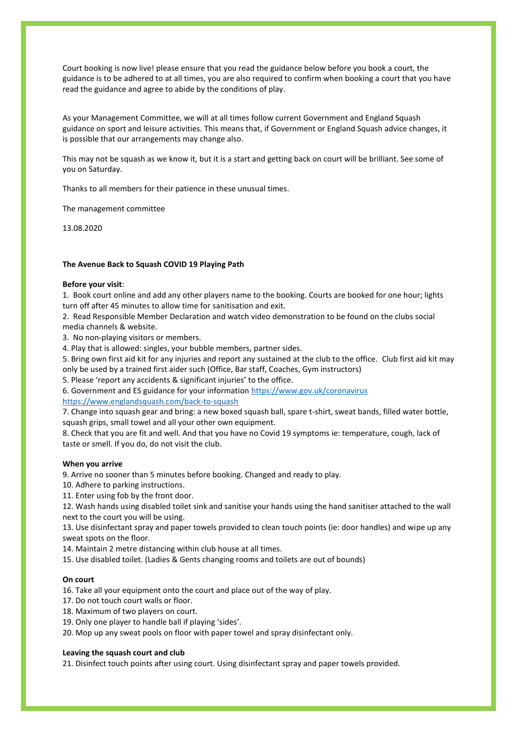Court booking is now live! please ensure that you read the guidance below before you book a court, the guidance is to be adhered to at all times, you are also required to confirm when booking a court that you have read the guidance and agree to abide by the conditions of play.

As your Management Committee, we will at all times follow current Government and England Squash guidance on sport and leisure activities. This means that, if Government or England Squash advice changes, it is possible that our arrangements may change also.

This may not be squash as we know it, but it is a start and getting back on court will be brilliant. See some of you on Saturday.

Thanks to all members for their patience in these unusual times.

The management committee

13.08.2020

**The Avenue Back to Squash COVID 19 Playing Path**

**Before your visit**:

1. Book court online and add any other players name to the booking. Courts are booked for one hour; lights turn off after 45 minutes to allow time for sanitisation and exit.
2. Read Responsible Member Declaration and watch video demonstration to be found on the clubs social media channels & website.
3. No non-playing visitors or members.
4. Play that is allowed: singles, your bubble members, partner sides.
5. Bring own first aid kit for any injuries and report any sustained at the club to the office. Club first aid kit may only be used by a trained first aider such (Office, Bar staff, Coaches, Gym instructors)
5. Please 'report any accidents & significant injuries' to the office.
6. Government and ES guidance for your information https://www.gov.uk/coronavirus https://www.englandsquash.com/back-to-squash
7. Change into squash gear and bring: a new boxed squash ball, spare t-shirt, sweat bands, filled water bottle, squash grips, small towel and all your other own equipment.
8. Check that you are fit and well. And that you have no Covid 19 symptoms ie: temperature, cough, lack of taste or smell. If you do, do not visit the club.

**When you arrive**

9. Arrive no sooner than 5 minutes before booking. Changed and ready to play.
10. Adhere to parking instructions.
11. Enter using fob by the front door.
12. Wash hands using disabled toilet sink and sanitise your hands using the hand sanitiser attached to the wall next to the court you will be using.
13. Use disinfectant spray and paper towels provided to clean touch points (ie: door handles) and wipe up any sweat spots on the floor.
14. Maintain 2 metre distancing within club house at all times.
15. Use disabled toilet. (Ladies & Gents changing rooms and toilets are out of bounds)

**On court**

16. Take all your equipment onto the court and place out of the way of play.
17. Do not touch court walls or floor.
18. Maximum of two players on court.
19. Only one player to handle ball if playing 'sides'.
20. Mop up any sweat pools on floor with paper towel and spray disinfectant only.

**Leaving the squash court and club**

21. Disinfect touch points after using court. Using disinfectant spray and paper towels provided.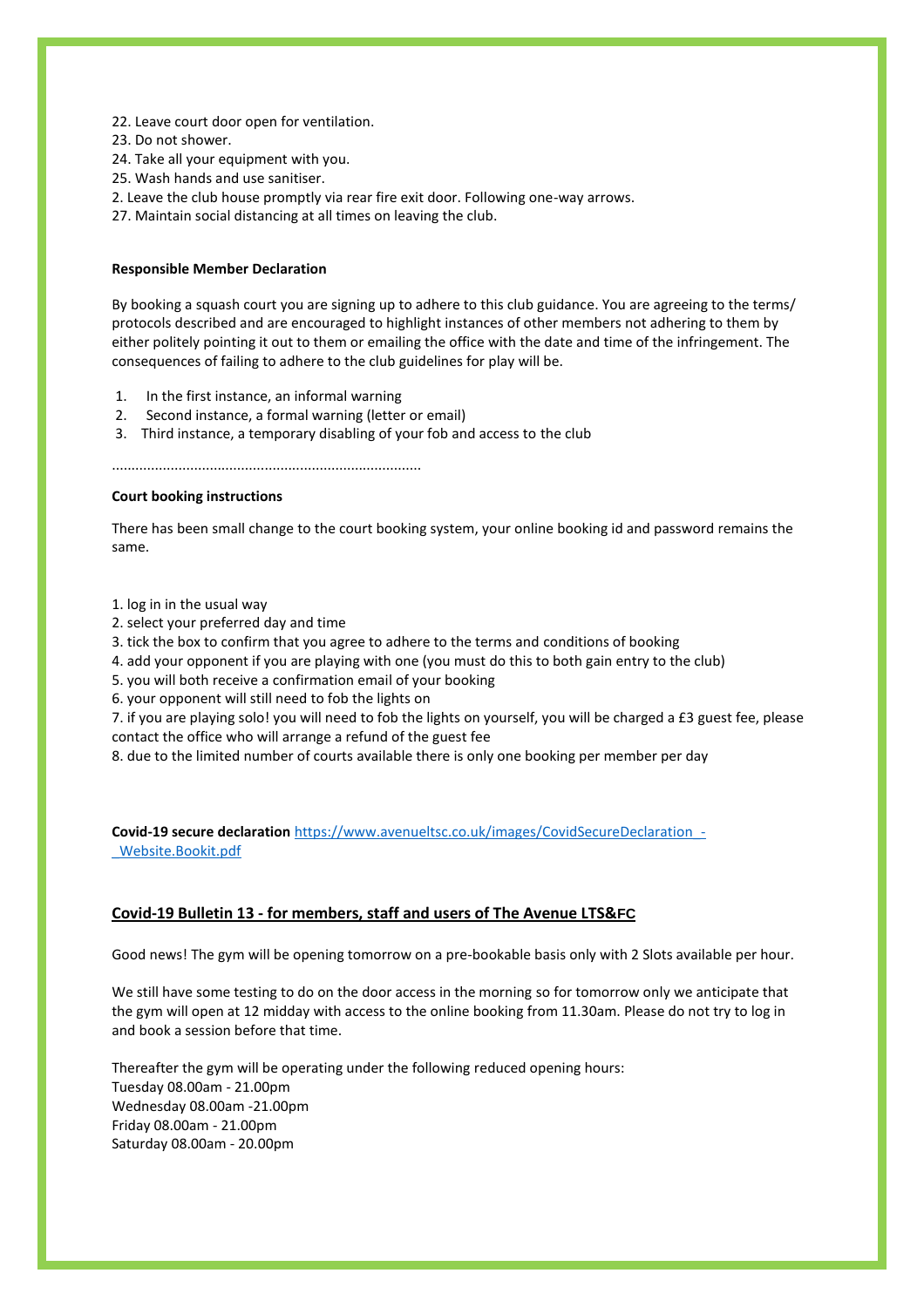22. Leave court door open for ventilation.
23. Do not shower.
24. Take all your equipment with you.
25. Wash hands and use sanitiser.
2. Leave the club house promptly via rear fire exit door. Following one-way arrows.
27. Maintain social distancing at all times on leaving the club.

**Responsible Member Declaration**

By booking a squash court you are signing up to adhere to this club guidance. You are agreeing to the terms/ protocols described and are encouraged to highlight instances of other members not adhering to them by either politely pointing it out to them or emailing the office with the date and time of the infringement. The consequences of failing to adhere to the club guidelines for play will be.

1. In the first instance, an informal warning
2. Second instance, a formal warning (letter or email)
3. Third instance, a temporary disabling of your fob and access to the club

..............................................................................

**Court booking instructions**

There has been small change to the court booking system, your online booking id and password remains the same.

1. log in in the usual way
2. select your preferred day and time
3. tick the box to confirm that you agree to adhere to the terms and conditions of booking
4. add your opponent if you are playing with one (you must do this to both gain entry to the club)
5. you will both receive a confirmation email of your booking
6. your opponent will still need to fob the lights on
7. if you are playing solo! you will need to fob the lights on yourself, you will be charged a £3 guest fee, please contact the office who will arrange a refund of the guest fee
8. due to the limited number of courts available there is only one booking per member per day

**Covid-19 secure declaration** https://www.avenueltsc.co.uk/images/CovidSecureDeclaration_-_Website.Bookit.pdf

## Covid-19 Bulletin 13 - for members, staff and users of The Avenue LTS&FC

Good news! The gym will be opening tomorrow on a pre-bookable basis only with 2 Slots available per hour.

We still have some testing to do on the door access in the morning so for tomorrow only we anticipate that the gym will open at 12 midday with access to the online booking from 11.30am. Please do not try to log in and book a session before that time.

Thereafter the gym will be operating under the following reduced opening hours:
Tuesday 08.00am - 21.00pm
Wednesday 08.00am -21.00pm
Friday 08.00am - 21.00pm
Saturday 08.00am - 20.00pm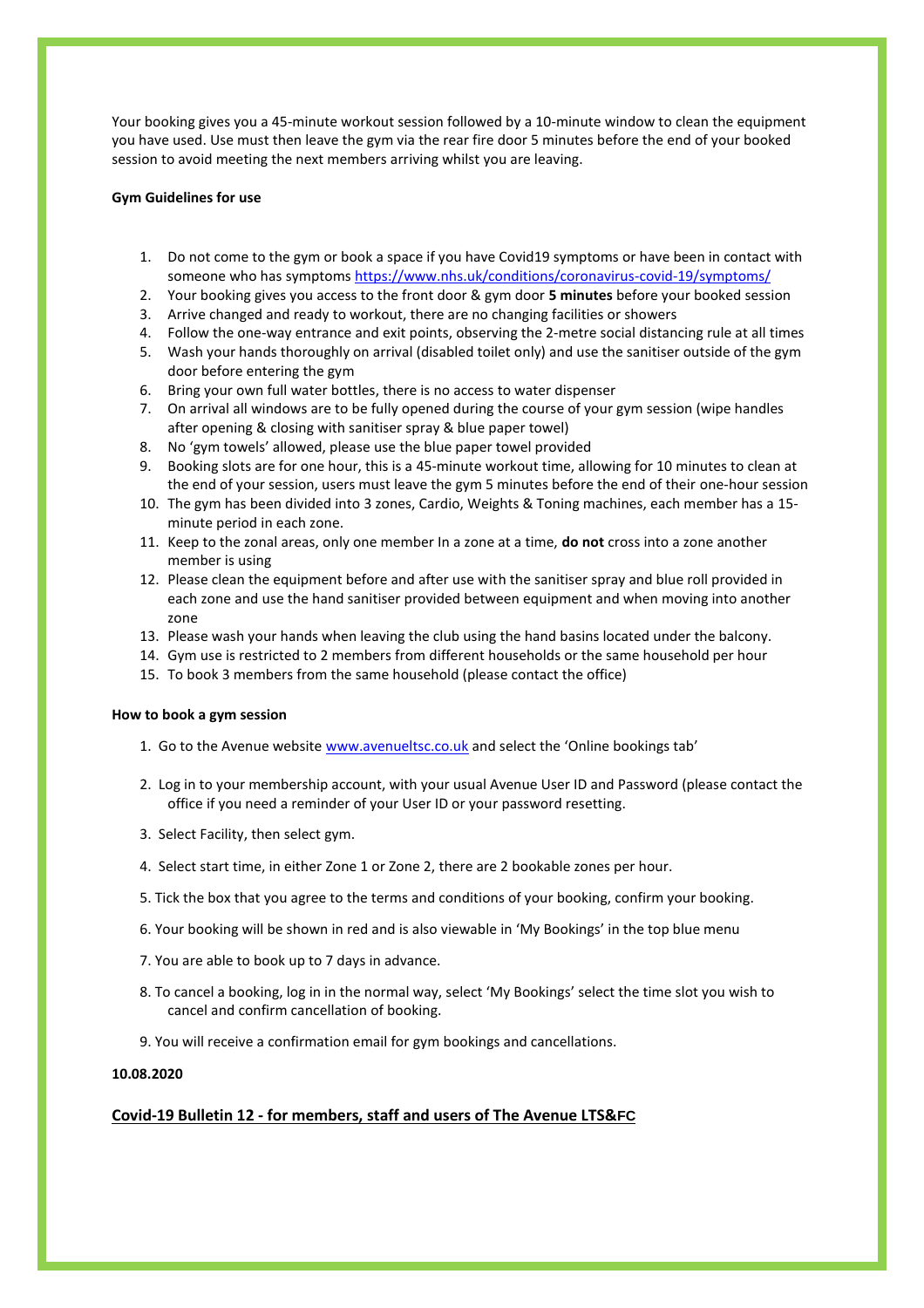Your booking gives you a 45-minute workout session followed by a 10-minute window to clean the equipment you have used. Use must then leave the gym via the rear fire door 5 minutes before the end of your booked session to avoid meeting the next members arriving whilst you are leaving.

**Gym Guidelines for use**

1. Do not come to the gym or book a space if you have Covid19 symptoms or have been in contact with someone who has symptoms https://www.nhs.uk/conditions/coronavirus-covid-19/symptoms/
2. Your booking gives you access to the front door & gym door **5 minutes** before your booked session
3. Arrive changed and ready to workout, there are no changing facilities or showers
4. Follow the one-way entrance and exit points, observing the 2-metre social distancing rule at all times
5. Wash your hands thoroughly on arrival (disabled toilet only) and use the sanitiser outside of the gym door before entering the gym
6. Bring your own full water bottles, there is no access to water dispenser
7. On arrival all windows are to be fully opened during the course of your gym session (wipe handles after opening & closing with sanitiser spray & blue paper towel)
8. No 'gym towels' allowed, please use the blue paper towel provided
9. Booking slots are for one hour, this is a 45-minute workout time, allowing for 10 minutes to clean at the end of your session, users must leave the gym 5 minutes before the end of their one-hour session
10. The gym has been divided into 3 zones, Cardio, Weights & Toning machines, each member has a 15-minute period in each zone.
11. Keep to the zonal areas, only one member In a zone at a time, **do not** cross into a zone another member is using
12. Please clean the equipment before and after use with the sanitiser spray and blue roll provided in each zone and use the hand sanitiser provided between equipment and when moving into another zone
13. Please wash your hands when leaving the club using the hand basins located under the balcony.
14. Gym use is restricted to 2 members from different households or the same household per hour
15. To book 3 members from the same household (please contact the office)

**How to book a gym session**

1. Go to the Avenue website www.avenueltsc.co.uk and select the 'Online bookings tab'
2. Log in to your membership account, with your usual Avenue User ID and Password (please contact the office if you need a reminder of your User ID or your password resetting.
3. Select Facility, then select gym.
4. Select start time, in either Zone 1 or Zone 2, there are 2 bookable zones per hour.
5. Tick the box that you agree to the terms and conditions of your booking, confirm your booking.
6. Your booking will be shown in red and is also viewable in 'My Bookings' in the top blue menu
7. You are able to book up to 7 days in advance.
8. To cancel a booking, log in in the normal way, select 'My Bookings' select the time slot you wish to cancel and confirm cancellation of booking.
9. You will receive a confirmation email for gym bookings and cancellations.

**10.08.2020**

## Covid-19 Bulletin 12 - for members, staff and users of The Avenue LTS&FC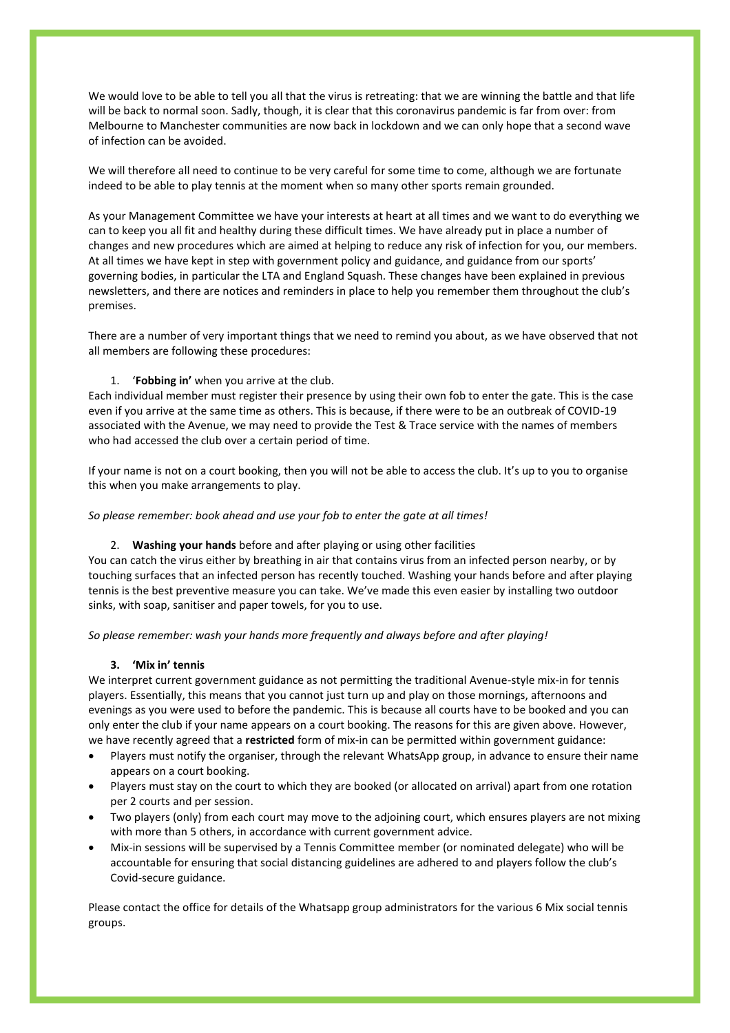We would love to be able to tell you all that the virus is retreating: that we are winning the battle and that life will be back to normal soon. Sadly, though, it is clear that this coronavirus pandemic is far from over: from Melbourne to Manchester communities are now back in lockdown and we can only hope that a second wave of infection can be avoided.

We will therefore all need to continue to be very careful for some time to come, although we are fortunate indeed to be able to play tennis at the moment when so many other sports remain grounded.

As your Management Committee we have your interests at heart at all times and we want to do everything we can to keep you all fit and healthy during these difficult times. We have already put in place a number of changes and new procedures which are aimed at helping to reduce any risk of infection for you, our members. At all times we have kept in step with government policy and guidance, and guidance from our sports' governing bodies, in particular the LTA and England Squash. These changes have been explained in previous newsletters, and there are notices and reminders in place to help you remember them throughout the club's premises.

There are a number of very important things that we need to remind you about, as we have observed that not all members are following these procedures:

1. '**Fobbing in'** when you arrive at the club.

Each individual member must register their presence by using their own fob to enter the gate. This is the case even if you arrive at the same time as others. This is because, if there were to be an outbreak of COVID-19 associated with the Avenue, we may need to provide the Test & Trace service with the names of members who had accessed the club over a certain period of time.

If your name is not on a court booking, then you will not be able to access the club. It's up to you to organise this when you make arrangements to play.

*So please remember: book ahead and use your fob to enter the gate at all times!*

2. **Washing your hands** before and after playing or using other facilities

You can catch the virus either by breathing in air that contains virus from an infected person nearby, or by touching surfaces that an infected person has recently touched. Washing your hands before and after playing tennis is the best preventive measure you can take. We've made this even easier by installing two outdoor sinks, with soap, sanitiser and paper towels, for you to use.

*So please remember: wash your hands more frequently and always before and after playing!*

3. **'Mix in' tennis**

We interpret current government guidance as not permitting the traditional Avenue-style mix-in for tennis players. Essentially, this means that you cannot just turn up and play on those mornings, afternoons and evenings as you were used to before the pandemic. This is because all courts have to be booked and you can only enter the club if your name appears on a court booking. The reasons for this are given above. However, we have recently agreed that a **restricted** form of mix-in can be permitted within government guidance:

- Players must notify the organiser, through the relevant WhatsApp group, in advance to ensure their name appears on a court booking.
- Players must stay on the court to which they are booked (or allocated on arrival) apart from one rotation per 2 courts and per session.
- Two players (only) from each court may move to the adjoining court, which ensures players are not mixing with more than 5 others, in accordance with current government advice.
- Mix-in sessions will be supervised by a Tennis Committee member (or nominated delegate) who will be accountable for ensuring that social distancing guidelines are adhered to and players follow the club's Covid-secure guidance.

Please contact the office for details of the Whatsapp group administrators for the various 6 Mix social tennis groups.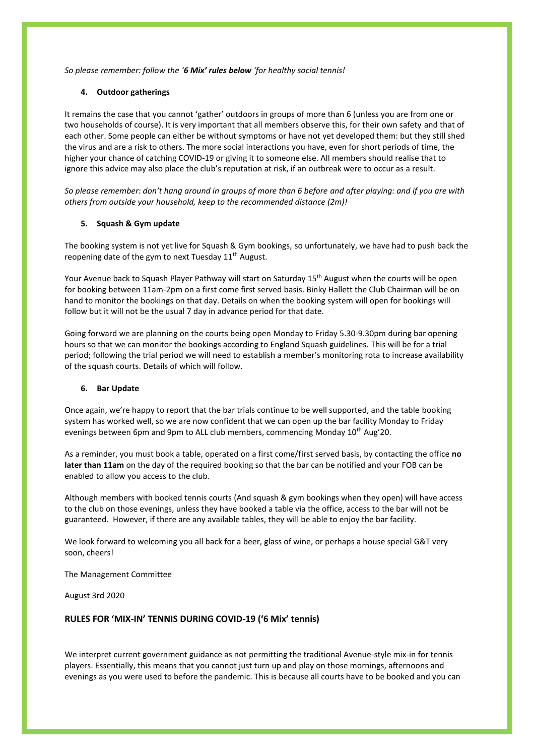*So please remember: follow the '**6 Mix' rules below** 'for healthy social tennis!*

4. **Outdoor gatherings**

It remains the case that you cannot 'gather' outdoors in groups of more than 6 (unless you are from one or two households of course). It is very important that all members observe this, for their own safety and that of each other. Some people can either be without symptoms or have not yet developed them: but they still shed the virus and are a risk to others. The more social interactions you have, even for short periods of time, the higher your chance of catching COVID-19 or giving it to someone else. All members should realise that to ignore this advice may also place the club's reputation at risk, if an outbreak were to occur as a result.

*So please remember: don't hang around in groups of more than 6 before and after playing: and if you are with others from outside your household, keep to the recommended distance (2m)!*

5. **Squash & Gym update**

The booking system is not yet live for Squash & Gym bookings, so unfortunately, we have had to push back the reopening date of the gym to next Tuesday 11th August.

Your Avenue back to Squash Player Pathway will start on Saturday 15th August when the courts will be open for booking between 11am-2pm on a first come first served basis. Binky Hallett the Club Chairman will be on hand to monitor the bookings on that day. Details on when the booking system will open for bookings will follow but it will not be the usual 7 day in advance period for that date.

Going forward we are planning on the courts being open Monday to Friday 5.30-9.30pm during bar opening hours so that we can monitor the bookings according to England Squash guidelines. This will be for a trial period; following the trial period we will need to establish a member's monitoring rota to increase availability of the squash courts. Details of which will follow.

6. **Bar Update**

Once again, we're happy to report that the bar trials continue to be well supported, and the table booking system has worked well, so we are now confident that we can open up the bar facility Monday to Friday evenings between 6pm and 9pm to ALL club members, commencing Monday 10th Aug'20.

As a reminder, you must book a table, operated on a first come/first served basis, by contacting the office **no later than 11am** on the day of the required booking so that the bar can be notified and your FOB can be enabled to allow you access to the club.

Although members with booked tennis courts (And squash & gym bookings when they open) will have access to the club on those evenings, unless they have booked a table via the office, access to the bar will not be guaranteed. However, if there are any available tables, they will be able to enjoy the bar facility.

We look forward to welcoming you all back for a beer, glass of wine, or perhaps a house special G&T very soon, cheers!

The Management Committee

August 3rd 2020

## RULES FOR 'MIX-IN' TENNIS DURING COVID-19 ('6 Mix' tennis)

We interpret current government guidance as not permitting the traditional Avenue-style mix-in for tennis players. Essentially, this means that you cannot just turn up and play on those mornings, afternoons and evenings as you were used to before the pandemic. This is because all courts have to be booked and you can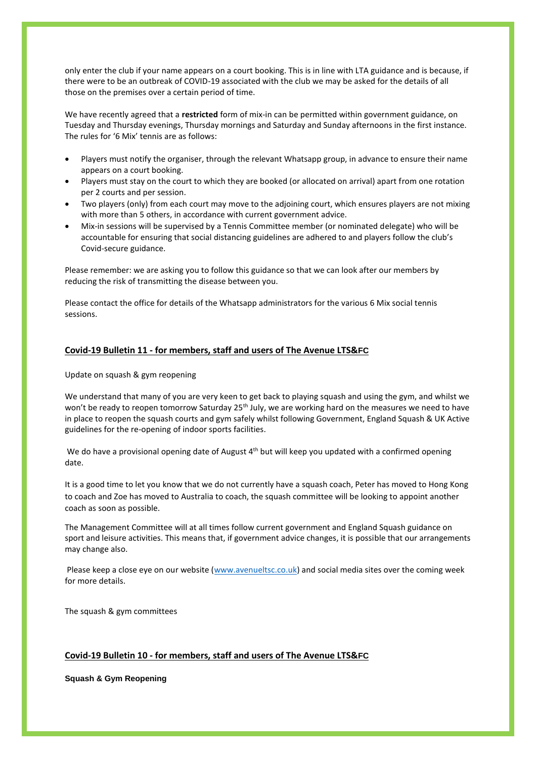only enter the club if your name appears on a court booking. This is in line with LTA guidance and is because, if there were to be an outbreak of COVID-19 associated with the club we may be asked for the details of all those on the premises over a certain period of time.

We have recently agreed that a **restricted** form of mix-in can be permitted within government guidance, on Tuesday and Thursday evenings, Thursday mornings and Saturday and Sunday afternoons in the first instance. The rules for '6 Mix' tennis are as follows:

- Players must notify the organiser, through the relevant Whatsapp group, in advance to ensure their name appears on a court booking.
- Players must stay on the court to which they are booked (or allocated on arrival) apart from one rotation per 2 courts and per session.
- Two players (only) from each court may move to the adjoining court, which ensures players are not mixing with more than 5 others, in accordance with current government advice.
- Mix-in sessions will be supervised by a Tennis Committee member (or nominated delegate) who will be accountable for ensuring that social distancing guidelines are adhered to and players follow the club's Covid-secure guidance.

Please remember: we are asking you to follow this guidance so that we can look after our members by reducing the risk of transmitting the disease between you.

Please contact the office for details of the Whatsapp administrators for the various 6 Mix social tennis sessions.

## Covid-19 Bulletin 11 - for members, staff and users of The Avenue LTS&FC

Update on squash & gym reopening

We understand that many of you are very keen to get back to playing squash and using the gym, and whilst we won't be ready to reopen tomorrow Saturday 25th July, we are working hard on the measures we need to have in place to reopen the squash courts and gym safely whilst following Government, England Squash & UK Active guidelines for the re-opening of indoor sports facilities.

We do have a provisional opening date of August 4th but will keep you updated with a confirmed opening date.

It is a good time to let you know that we do not currently have a squash coach, Peter has moved to Hong Kong to coach and Zoe has moved to Australia to coach, the squash committee will be looking to appoint another coach as soon as possible.

The Management Committee will at all times follow current government and England Squash guidance on sport and leisure activities. This means that, if government advice changes, it is possible that our arrangements may change also.

Please keep a close eye on our website ([www.avenueltsc.co.uk](www.avenueltsc.co.uk)) and social media sites over the coming week for more details.

The squash & gym committees

## Covid-19 Bulletin 10 - for members, staff and users of The Avenue LTS&FC

**Squash & Gym Reopening**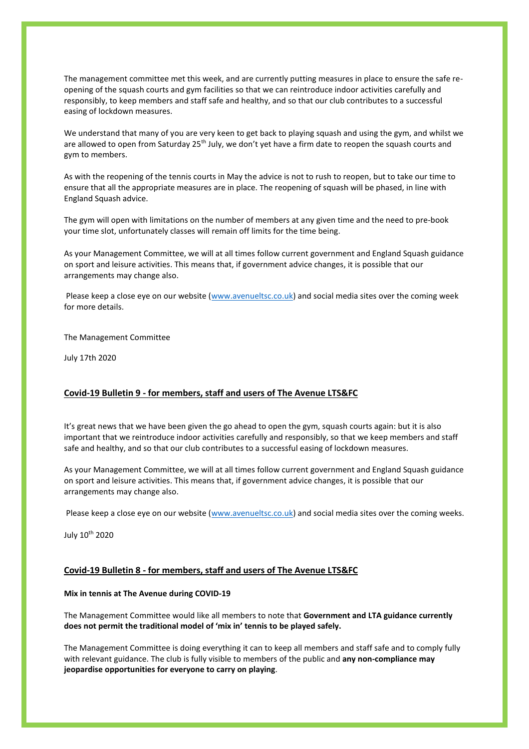The management committee met this week, and are currently putting measures in place to ensure the safe re-opening of the squash courts and gym facilities so that we can reintroduce indoor activities carefully and responsibly, to keep members and staff safe and healthy, and so that our club contributes to a successful easing of lockdown measures.

We understand that many of you are very keen to get back to playing squash and using the gym, and whilst we are allowed to open from Saturday 25th July, we don't yet have a firm date to reopen the squash courts and gym to members.

As with the reopening of the tennis courts in May the advice is not to rush to reopen, but to take our time to ensure that all the appropriate measures are in place. The reopening of squash will be phased, in line with England Squash advice.

The gym will open with limitations on the number of members at any given time and the need to pre-book your time slot, unfortunately classes will remain off limits for the time being.

As your Management Committee, we will at all times follow current government and England Squash guidance on sport and leisure activities. This means that, if government advice changes, it is possible that our arrangements may change also.

Please keep a close eye on our website (www.avenueltsc.co.uk) and social media sites over the coming week for more details.

The Management Committee

July 17th 2020

## Covid-19 Bulletin 9 - for members, staff and users of The Avenue LTS&FC

It's great news that we have been given the go ahead to open the gym, squash courts again: but it is also important that we reintroduce indoor activities carefully and responsibly, so that we keep members and staff safe and healthy, and so that our club contributes to a successful easing of lockdown measures.

As your Management Committee, we will at all times follow current government and England Squash guidance on sport and leisure activities. This means that, if government advice changes, it is possible that our arrangements may change also.

Please keep a close eye on our website (www.avenueltsc.co.uk) and social media sites over the coming weeks.

July 10th 2020

## Covid-19 Bulletin 8 - for members, staff and users of The Avenue LTS&FC

**Mix in tennis at The Avenue during COVID-19**

The Management Committee would like all members to note that **Government and LTA guidance currently does not permit the traditional model of 'mix in' tennis to be played safely.**

The Management Committee is doing everything it can to keep all members and staff safe and to comply fully with relevant guidance. The club is fully visible to members of the public and **any non-compliance may jeopardise opportunities for everyone to carry on playing**.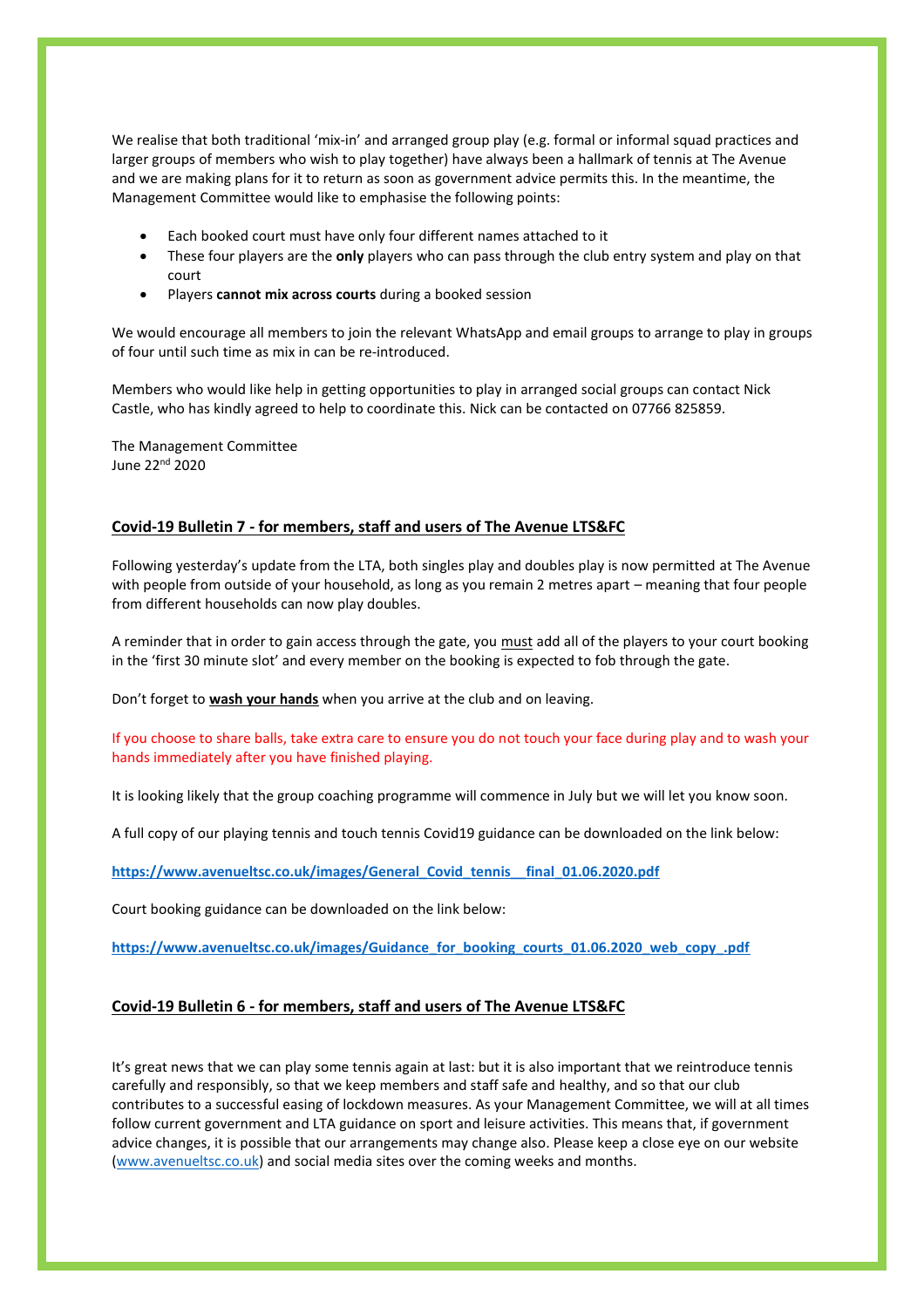We realise that both traditional 'mix-in' and arranged group play (e.g. formal or informal squad practices and larger groups of members who wish to play together) have always been a hallmark of tennis at The Avenue and we are making plans for it to return as soon as government advice permits this. In the meantime, the Management Committee would like to emphasise the following points:

- Each booked court must have only four different names attached to it
- These four players are the **only** players who can pass through the club entry system and play on that court
- Players **cannot mix across courts** during a booked session

We would encourage all members to join the relevant WhatsApp and email groups to arrange to play in groups of four until such time as mix in can be re-introduced.

Members who would like help in getting opportunities to play in arranged social groups can contact Nick Castle, who has kindly agreed to help to coordinate this. Nick can be contacted on 07766 825859.

The Management Committee
June 22nd 2020

## Covid-19 Bulletin 7 - for members, staff and users of The Avenue LTS&FC

Following yesterday's update from the LTA, both singles play and doubles play is now permitted at The Avenue with people from outside of your household, as long as you remain 2 metres apart – meaning that four people from different households can now play doubles.

A reminder that in order to gain access through the gate, you must add all of the players to your court booking in the 'first 30 minute slot' and every member on the booking is expected to fob through the gate.

Don't forget to **wash your hands** when you arrive at the club and on leaving.

If you choose to share balls, take extra care to ensure you do not touch your face during play and to wash your hands immediately after you have finished playing.

It is looking likely that the group coaching programme will commence in July but we will let you know soon.

A full copy of our playing tennis and touch tennis Covid19 guidance can be downloaded on the link below:

**https://www.avenueltsc.co.uk/images/General_Covid_tennis__final_01.06.2020.pdf**

Court booking guidance can be downloaded on the link below:

**https://www.avenueltsc.co.uk/images/Guidance_for_booking_courts_01.06.2020_web_copy_.pdf**

## Covid-19 Bulletin 6 - for members, staff and users of The Avenue LTS&FC

It's great news that we can play some tennis again at last: but it is also important that we reintroduce tennis carefully and responsibly, so that we keep members and staff safe and healthy, and so that our club contributes to a successful easing of lockdown measures. As your Management Committee, we will at all times follow current government and LTA guidance on sport and leisure activities. This means that, if government advice changes, it is possible that our arrangements may change also. Please keep a close eye on our website (www.avenueltsc.co.uk) and social media sites over the coming weeks and months.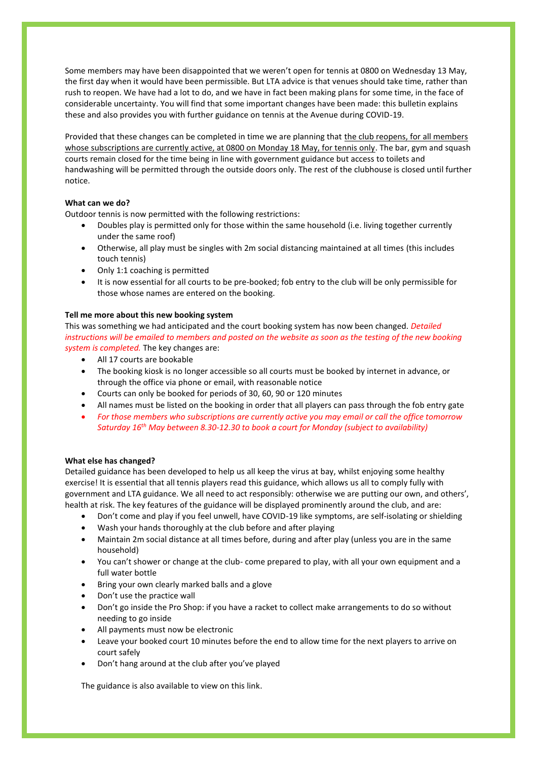Some members may have been disappointed that we weren't open for tennis at 0800 on Wednesday 13 May, the first day when it would have been permissible. But LTA advice is that venues should take time, rather than rush to reopen. We have had a lot to do, and we have in fact been making plans for some time, in the face of considerable uncertainty. You will find that some important changes have been made: this bulletin explains these and also provides you with further guidance on tennis at the Avenue during COVID-19.

Provided that these changes can be completed in time we are planning that the club reopens, for all members whose subscriptions are currently active, at 0800 on Monday 18 May, for tennis only. The bar, gym and squash courts remain closed for the time being in line with government guidance but access to toilets and handwashing will be permitted through the outside doors only. The rest of the clubhouse is closed until further notice.

**What can we do?**

Outdoor tennis is now permitted with the following restrictions:

- Doubles play is permitted only for those within the same household (i.e. living together currently under the same roof)
- Otherwise, all play must be singles with 2m social distancing maintained at all times (this includes touch tennis)
- Only 1:1 coaching is permitted
- It is now essential for all courts to be pre-booked; fob entry to the club will be only permissible for those whose names are entered on the booking.

**Tell me more about this new booking system**

This was something we had anticipated and the court booking system has now been changed. *Detailed instructions will be emailed to members and posted on the website as soon as the testing of the new booking system is completed.* The key changes are:

- All 17 courts are bookable
- The booking kiosk is no longer accessible so all courts must be booked by internet in advance, or through the office via phone or email, with reasonable notice
- Courts can only be booked for periods of 30, 60, 90 or 120 minutes
- All names must be listed on the booking in order that all players can pass through the fob entry gate
- *For those members who subscriptions are currently active you may email or call the office tomorrow Saturday 16th May between 8.30-12.30 to book a court for Monday (subject to availability)*

**What else has changed?**

Detailed guidance has been developed to help us all keep the virus at bay, whilst enjoying some healthy exercise! It is essential that all tennis players read this guidance, which allows us all to comply fully with government and LTA guidance. We all need to act responsibly: otherwise we are putting our own, and others', health at risk. The key features of the guidance will be displayed prominently around the club, and are:

- Don't come and play if you feel unwell, have COVID-19 like symptoms, are self-isolating or shielding
- Wash your hands thoroughly at the club before and after playing
- Maintain 2m social distance at all times before, during and after play (unless you are in the same household)
- You can't shower or change at the club- come prepared to play, with all your own equipment and a full water bottle
- Bring your own clearly marked balls and a glove
- Don't use the practice wall
- Don't go inside the Pro Shop: if you have a racket to collect make arrangements to do so without needing to go inside
- All payments must now be electronic
- Leave your booked court 10 minutes before the end to allow time for the next players to arrive on court safely
- Don't hang around at the club after you've played

The guidance is also available to view on this link.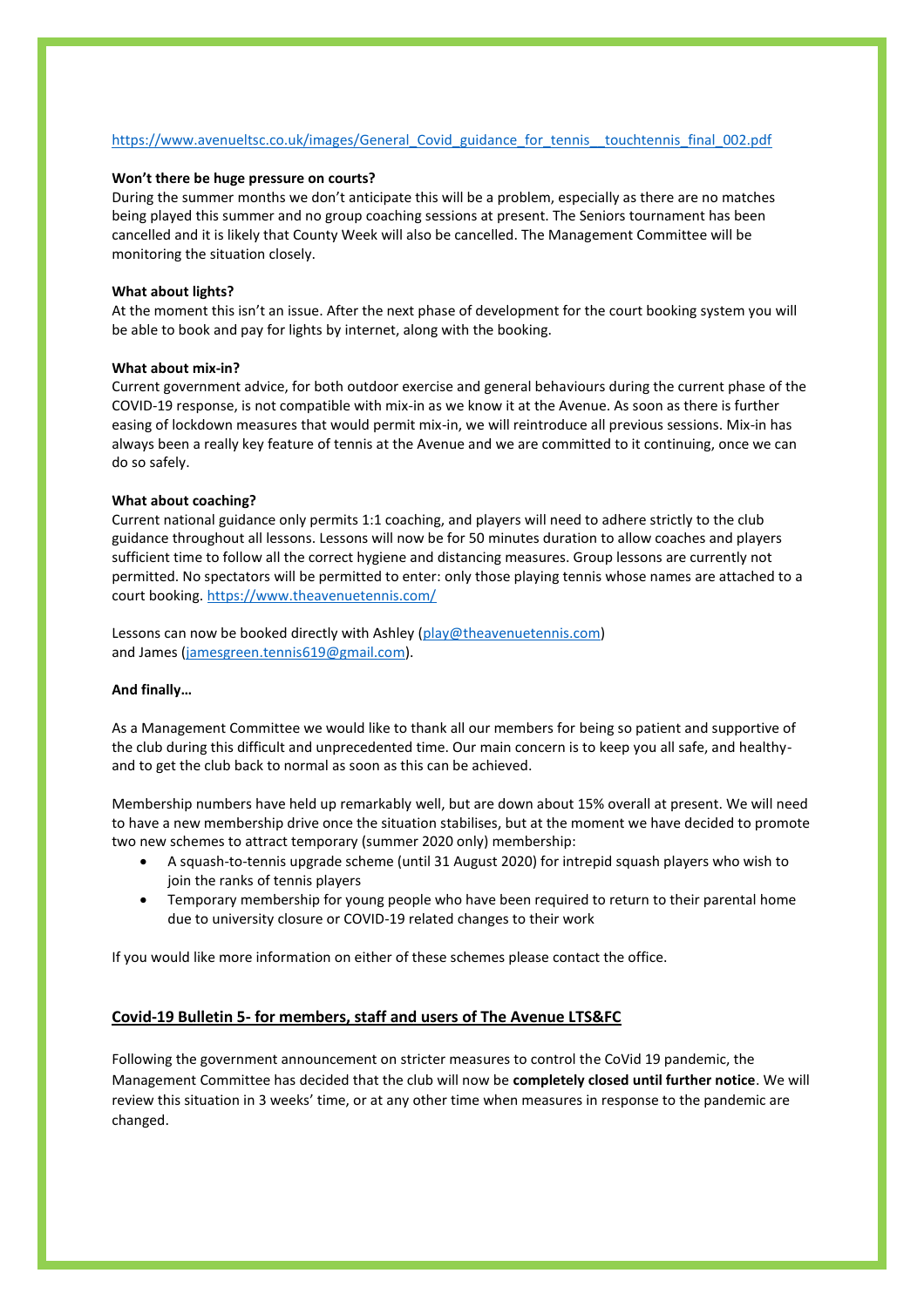https://www.avenueltsc.co.uk/images/General_Covid_guidance_for_tennis__touchtennis_final_002.pdf

**Won't there be huge pressure on courts?**

During the summer months we don't anticipate this will be a problem, especially as there are no matches being played this summer and no group coaching sessions at present. The Seniors tournament has been cancelled and it is likely that County Week will also be cancelled. The Management Committee will be monitoring the situation closely.

**What about lights?**

At the moment this isn't an issue. After the next phase of development for the court booking system you will be able to book and pay for lights by internet, along with the booking.

**What about mix-in?**

Current government advice, for both outdoor exercise and general behaviours during the current phase of the COVID-19 response, is not compatible with mix-in as we know it at the Avenue. As soon as there is further easing of lockdown measures that would permit mix-in, we will reintroduce all previous sessions. Mix-in has always been a really key feature of tennis at the Avenue and we are committed to it continuing, once we can do so safely.

**What about coaching?**

Current national guidance only permits 1:1 coaching, and players will need to adhere strictly to the club guidance throughout all lessons. Lessons will now be for 50 minutes duration to allow coaches and players sufficient time to follow all the correct hygiene and distancing measures. Group lessons are currently not permitted. No spectators will be permitted to enter: only those playing tennis whose names are attached to a court booking. https://www.theavenuetennis.com/

Lessons can now be booked directly with Ashley (play@theavenuetennis.com) and James (jamesgreen.tennis619@gmail.com).

**And finally…**

As a Management Committee we would like to thank all our members for being so patient and supportive of the club during this difficult and unprecedented time. Our main concern is to keep you all safe, and healthy- and to get the club back to normal as soon as this can be achieved.

Membership numbers have held up remarkably well, but are down about 15% overall at present. We will need to have a new membership drive once the situation stabilises, but at the moment we have decided to promote two new schemes to attract temporary (summer 2020 only) membership:

- A squash-to-tennis upgrade scheme (until 31 August 2020) for intrepid squash players who wish to join the ranks of tennis players
- Temporary membership for young people who have been required to return to their parental home due to university closure or COVID-19 related changes to their work

If you would like more information on either of these schemes please contact the office.

## Covid-19 Bulletin 5- for members, staff and users of The Avenue LTS&FC

Following the government announcement on stricter measures to control the CoVid 19 pandemic, the Management Committee has decided that the club will now be **completely closed until further notice**. We will review this situation in 3 weeks' time, or at any other time when measures in response to the pandemic are changed.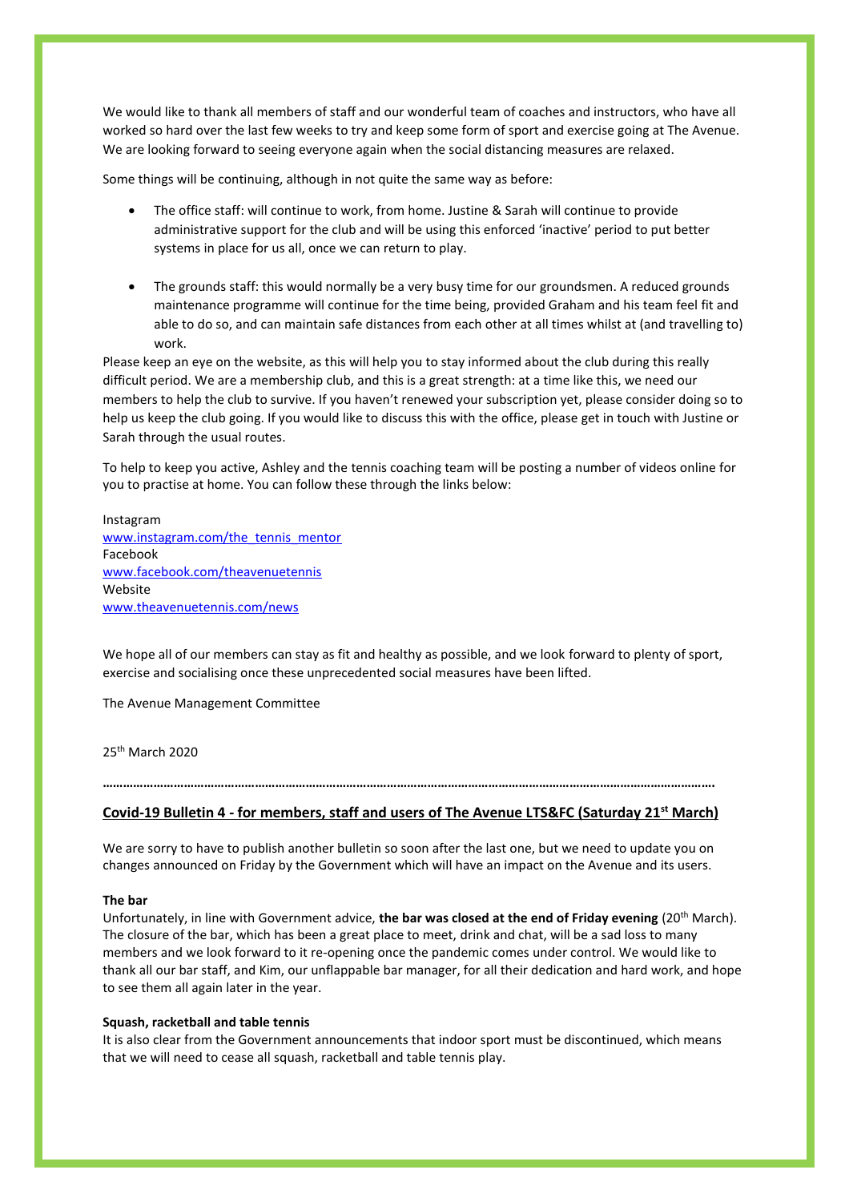We would like to thank all members of staff and our wonderful team of coaches and instructors, who have all worked so hard over the last few weeks to try and keep some form of sport and exercise going at The Avenue. We are looking forward to seeing everyone again when the social distancing measures are relaxed.

Some things will be continuing, although in not quite the same way as before:

- The office staff: will continue to work, from home. Justine & Sarah will continue to provide administrative support for the club and will be using this enforced 'inactive' period to put better systems in place for us all, once we can return to play.

- The grounds staff: this would normally be a very busy time for our groundsmen. A reduced grounds maintenance programme will continue for the time being, provided Graham and his team feel fit and able to do so, and can maintain safe distances from each other at all times whilst at (and travelling to) work.

Please keep an eye on the website, as this will help you to stay informed about the club during this really difficult period. We are a membership club, and this is a great strength: at a time like this, we need our members to help the club to survive. If you haven't renewed your subscription yet, please consider doing so to help us keep the club going. If you would like to discuss this with the office, please get in touch with Justine or Sarah through the usual routes.

To help to keep you active, Ashley and the tennis coaching team will be posting a number of videos online for you to practise at home. You can follow these through the links below:

Instagram
www.instagram.com/the_tennis_mentor
Facebook
www.facebook.com/theavenuetennis
Website
www.theavenuetennis.com/news

We hope all of our members can stay as fit and healthy as possible, and we look forward to plenty of sport, exercise and socialising once these unprecedented social measures have been lifted.

The Avenue Management Committee

25th March 2020

…………………………………………………………………………………………………………………………………………………….

## Covid-19 Bulletin 4 - for members, staff and users of The Avenue LTS&FC (Saturday 21st March)

We are sorry to have to publish another bulletin so soon after the last one, but we need to update you on changes announced on Friday by the Government which will have an impact on the Avenue and its users.

**The bar**
Unfortunately, in line with Government advice, **the bar was closed at the end of Friday evening** (20th March). The closure of the bar, which has been a great place to meet, drink and chat, will be a sad loss to many members and we look forward to it re-opening once the pandemic comes under control. We would like to thank all our bar staff, and Kim, our unflappable bar manager, for all their dedication and hard work, and hope to see them all again later in the year.

**Squash, racketball and table tennis**
It is also clear from the Government announcements that indoor sport must be discontinued, which means that we will need to cease all squash, racketball and table tennis play.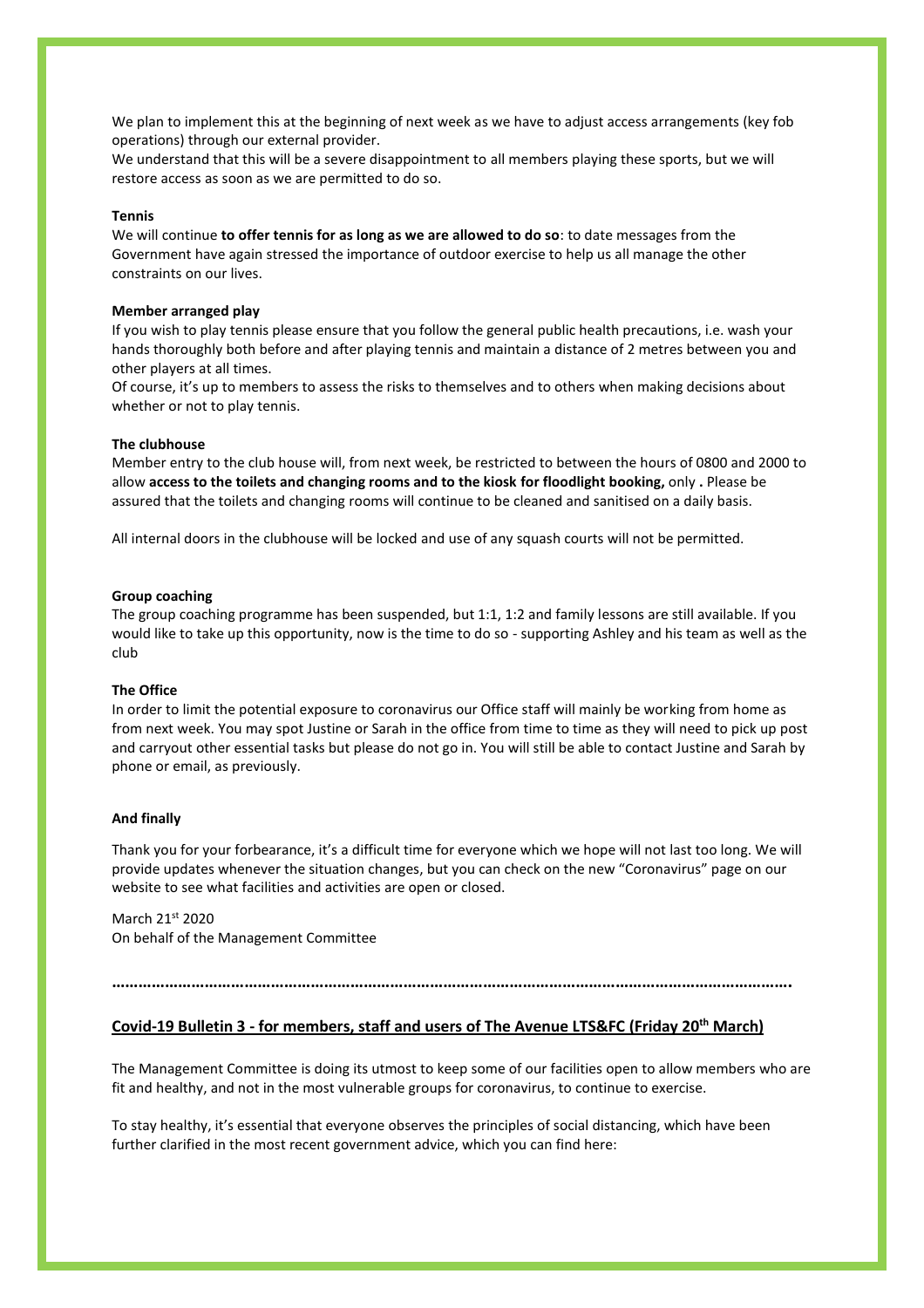We plan to implement this at the beginning of next week as we have to adjust access arrangements (key fob operations) through our external provider.
We understand that this will be a severe disappointment to all members playing these sports, but we will restore access as soon as we are permitted to do so.

**Tennis**
We will continue **to offer tennis for as long as we are allowed to do so**: to date messages from the Government have again stressed the importance of outdoor exercise to help us all manage the other constraints on our lives.

**Member arranged play**
If you wish to play tennis please ensure that you follow the general public health precautions, i.e. wash your hands thoroughly both before and after playing tennis and maintain a distance of 2 metres between you and other players at all times.
Of course, it's up to members to assess the risks to themselves and to others when making decisions about whether or not to play tennis.

**The clubhouse**
Member entry to the club house will, from next week, be restricted to between the hours of 0800 and 2000 to allow **access to the toilets and changing rooms and to the kiosk for floodlight booking,** only **.** Please be assured that the toilets and changing rooms will continue to be cleaned and sanitised on a daily basis.

All internal doors in the clubhouse will be locked and use of any squash courts will not be permitted.

**Group coaching**
The group coaching programme has been suspended, but 1:1, 1:2 and family lessons are still available. If you would like to take up this opportunity, now is the time to do so - supporting Ashley and his team as well as the club

**The Office**
In order to limit the potential exposure to coronavirus our Office staff will mainly be working from home as from next week. You may spot Justine or Sarah in the office from time to time as they will need to pick up post and carryout other essential tasks but please do not go in. You will still be able to contact Justine and Sarah by phone or email, as previously.

**And finally**

Thank you for your forbearance, it's a difficult time for everyone which we hope will not last too long. We will provide updates whenever the situation changes, but you can check on the new "Coronavirus" page on our website to see what facilities and activities are open or closed.

March 21st 2020
On behalf of the Management Committee

**………………………………………………………………………………………………………………………………….**

**Covid-19 Bulletin 3 - for members, staff and users of The Avenue LTS&FC (Friday 20th March)**

The Management Committee is doing its utmost to keep some of our facilities open to allow members who are fit and healthy, and not in the most vulnerable groups for coronavirus, to continue to exercise.

To stay healthy, it's essential that everyone observes the principles of social distancing, which have been further clarified in the most recent government advice, which you can find here: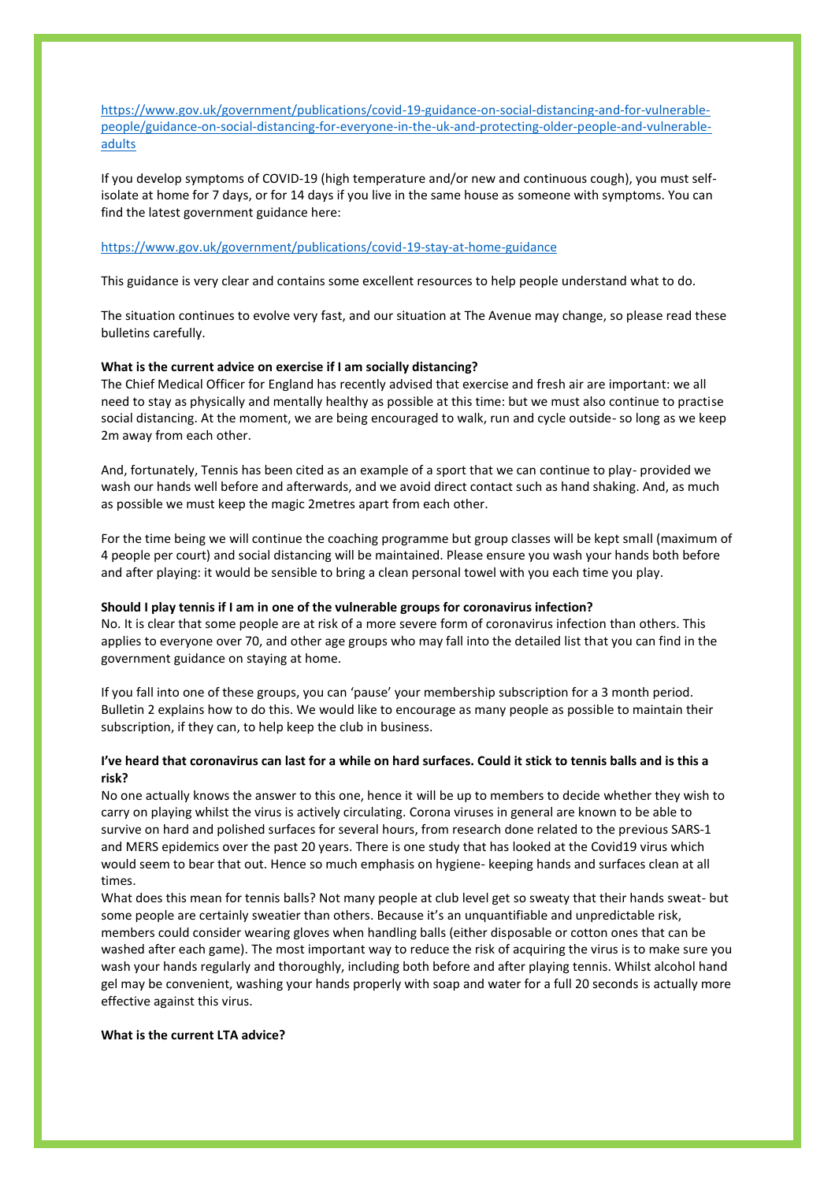https://www.gov.uk/government/publications/covid-19-guidance-on-social-distancing-and-for-vulnerable-people/guidance-on-social-distancing-for-everyone-in-the-uk-and-protecting-older-people-and-vulnerable-adults

If you develop symptoms of COVID-19 (high temperature and/or new and continuous cough), you must self-isolate at home for 7 days, or for 14 days if you live in the same house as someone with symptoms. You can find the latest government guidance here:

https://www.gov.uk/government/publications/covid-19-stay-at-home-guidance

This guidance is very clear and contains some excellent resources to help people understand what to do.

The situation continues to evolve very fast, and our situation at The Avenue may change, so please read these bulletins carefully.

**What is the current advice on exercise if I am socially distancing?**

The Chief Medical Officer for England has recently advised that exercise and fresh air are important: we all need to stay as physically and mentally healthy as possible at this time: but we must also continue to practise social distancing. At the moment, we are being encouraged to walk, run and cycle outside- so long as we keep 2m away from each other.

And, fortunately, Tennis has been cited as an example of a sport that we can continue to play- provided we wash our hands well before and afterwards, and we avoid direct contact such as hand shaking. And, as much as possible we must keep the magic 2metres apart from each other.

For the time being we will continue the coaching programme but group classes will be kept small (maximum of 4 people per court) and social distancing will be maintained. Please ensure you wash your hands both before and after playing: it would be sensible to bring a clean personal towel with you each time you play.

**Should I play tennis if I am in one of the vulnerable groups for coronavirus infection?**

No. It is clear that some people are at risk of a more severe form of coronavirus infection than others. This applies to everyone over 70, and other age groups who may fall into the detailed list that you can find in the government guidance on staying at home.

If you fall into one of these groups, you can 'pause' your membership subscription for a 3 month period. Bulletin 2 explains how to do this. We would like to encourage as many people as possible to maintain their subscription, if they can, to help keep the club in business.

**I've heard that coronavirus can last for a while on hard surfaces. Could it stick to tennis balls and is this a risk?**

No one actually knows the answer to this one, hence it will be up to members to decide whether they wish to carry on playing whilst the virus is actively circulating. Corona viruses in general are known to be able to survive on hard and polished surfaces for several hours, from research done related to the previous SARS-1 and MERS epidemics over the past 20 years. There is one study that has looked at the Covid19 virus which would seem to bear that out. Hence so much emphasis on hygiene- keeping hands and surfaces clean at all times.

What does this mean for tennis balls? Not many people at club level get so sweaty that their hands sweat- but some people are certainly sweatier than others. Because it's an unquantifiable and unpredictable risk, members could consider wearing gloves when handling balls (either disposable or cotton ones that can be washed after each game). The most important way to reduce the risk of acquiring the virus is to make sure you wash your hands regularly and thoroughly, including both before and after playing tennis. Whilst alcohol hand gel may be convenient, washing your hands properly with soap and water for a full 20 seconds is actually more effective against this virus.

**What is the current LTA advice?**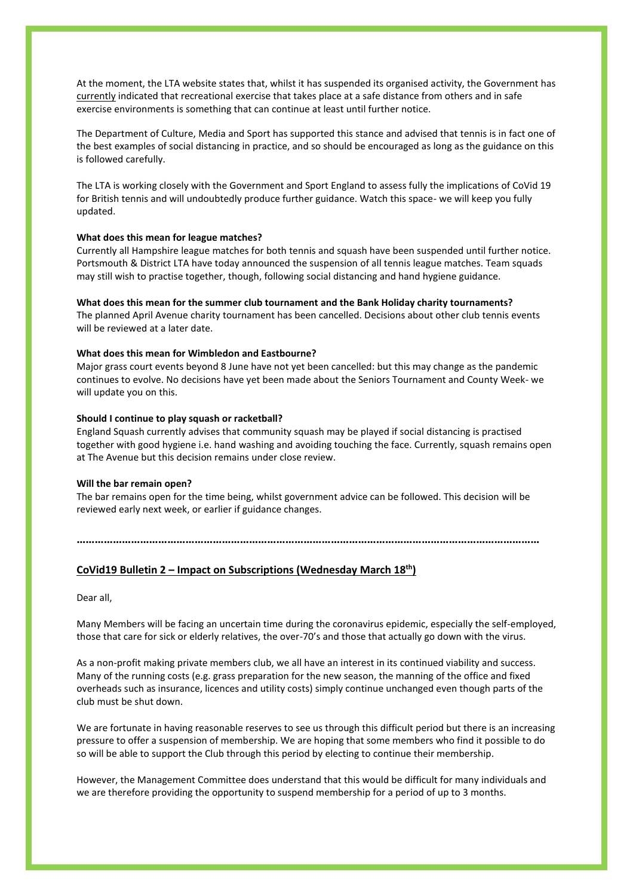At the moment, the LTA website states that, whilst it has suspended its organised activity, the Government has currently indicated that recreational exercise that takes place at a safe distance from others and in safe exercise environments is something that can continue at least until further notice.

The Department of Culture, Media and Sport has supported this stance and advised that tennis is in fact one of the best examples of social distancing in practice, and so should be encouraged as long as the guidance on this is followed carefully.

The LTA is working closely with the Government and Sport England to assess fully the implications of CoVid 19 for British tennis and will undoubtedly produce further guidance. Watch this space- we will keep you fully updated.

**What does this mean for league matches?**
Currently all Hampshire league matches for both tennis and squash have been suspended until further notice. Portsmouth & District LTA have today announced the suspension of all tennis league matches. Team squads may still wish to practise together, though, following social distancing and hand hygiene guidance.

**What does this mean for the summer club tournament and the Bank Holiday charity tournaments?**
The planned April Avenue charity tournament has been cancelled. Decisions about other club tennis events will be reviewed at a later date.

**What does this mean for Wimbledon and Eastbourne?**
Major grass court events beyond 8 June have not yet been cancelled: but this may change as the pandemic continues to evolve. No decisions have yet been made about the Seniors Tournament and County Week- we will update you on this.

**Should I continue to play squash or racketball?**
England Squash currently advises that community squash may be played if social distancing is practised together with good hygiene i.e. hand washing and avoiding touching the face. Currently, squash remains open at The Avenue but this decision remains under close review.

**Will the bar remain open?**
The bar remains open for the time being, whilst government advice can be followed. This decision will be reviewed early next week, or earlier if guidance changes.

**………………………………………………………………………………………………………………………………………**

## CoVid19 Bulletin 2 – Impact on Subscriptions (Wednesday March 18th)

Dear all,

Many Members will be facing an uncertain time during the coronavirus epidemic, especially the self-employed, those that care for sick or elderly relatives, the over-70's and those that actually go down with the virus.

As a non-profit making private members club, we all have an interest in its continued viability and success. Many of the running costs (e.g. grass preparation for the new season, the manning of the office and fixed overheads such as insurance, licences and utility costs) simply continue unchanged even though parts of the club must be shut down.

We are fortunate in having reasonable reserves to see us through this difficult period but there is an increasing pressure to offer a suspension of membership. We are hoping that some members who find it possible to do so will be able to support the Club through this period by electing to continue their membership.

However, the Management Committee does understand that this would be difficult for many individuals and we are therefore providing the opportunity to suspend membership for a period of up to 3 months.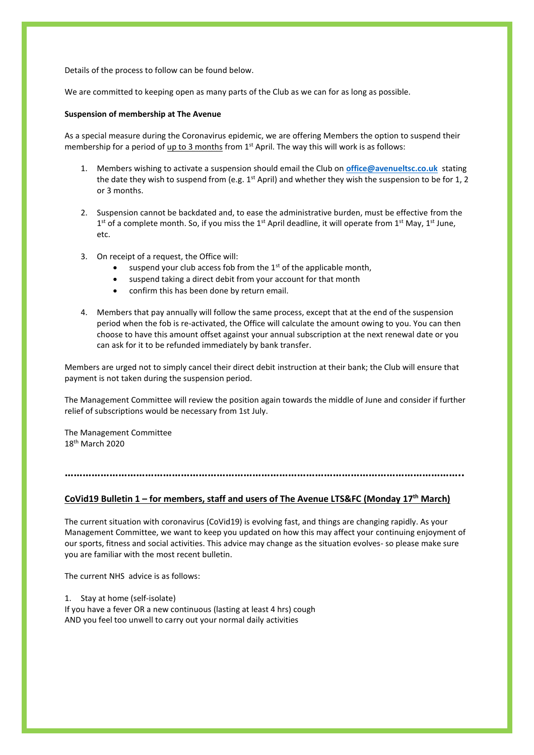Details of the process to follow can be found below.

We are committed to keeping open as many parts of the Club as we can for as long as possible.

**Suspension of membership at The Avenue**

As a special measure during the Coronavirus epidemic, we are offering Members the option to suspend their membership for a period of up to 3 months from 1st April. The way this will work is as follows:

1. Members wishing to activate a suspension should email the Club on **office@avenueltsc.co.uk** stating the date they wish to suspend from (e.g. 1st April) and whether they wish the suspension to be for 1, 2 or 3 months.

2. Suspension cannot be backdated and, to ease the administrative burden, must be effective from the 1st of a complete month. So, if you miss the 1st April deadline, it will operate from 1st May, 1st June, etc.

3. On receipt of a request, the Office will:
   - suspend your club access fob from the 1st of the applicable month,
   - suspend taking a direct debit from your account for that month
   - confirm this has been done by return email.

4. Members that pay annually will follow the same process, except that at the end of the suspension period when the fob is re-activated, the Office will calculate the amount owing to you. You can then choose to have this amount offset against your annual subscription at the next renewal date or you can ask for it to be refunded immediately by bank transfer.

Members are urged not to simply cancel their direct debit instruction at their bank; the Club will ensure that payment is not taken during the suspension period.

The Management Committee will review the position again towards the middle of June and consider if further relief of subscriptions would be necessary from 1st July.

The Management Committee
18th March 2020

……………………………………………………………………………………………………………………

**CoVid19 Bulletin 1 – for members, staff and users of The Avenue LTS&FC (Monday 17th March)**

The current situation with coronavirus (CoVid19) is evolving fast, and things are changing rapidly. As your Management Committee, we want to keep you updated on how this may affect your continuing enjoyment of our sports, fitness and social activities. This advice may change as the situation evolves- so please make sure you are familiar with the most recent bulletin.

The current NHS advice is as follows:

1. Stay at home (self-isolate)
If you have a fever OR a new continuous (lasting at least 4 hrs) cough
AND you feel too unwell to carry out your normal daily activities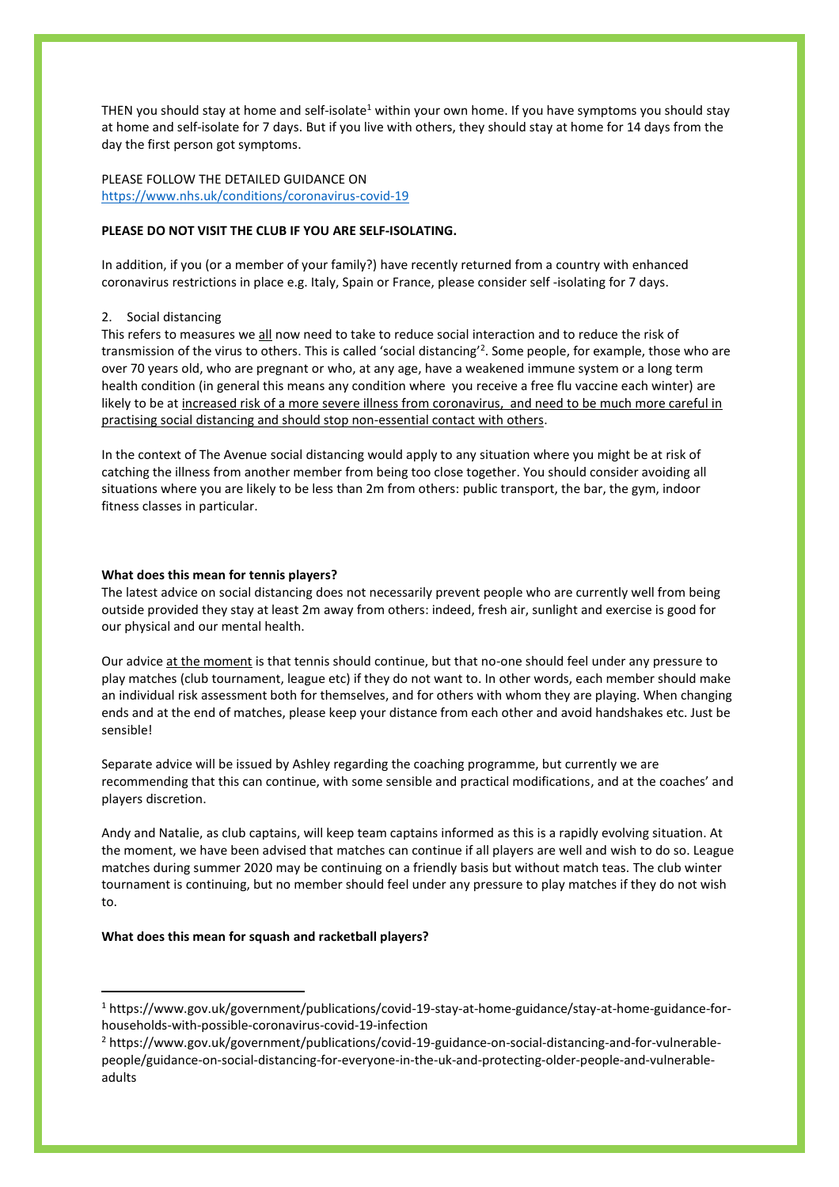THEN you should stay at home and self-isolate[1] within your own home. If you have symptoms you should stay at home and self-isolate for 7 days. But if you live with others, they should stay at home for 14 days from the day the first person got symptoms.

PLEASE FOLLOW THE DETAILED GUIDANCE ON
https://www.nhs.uk/conditions/coronavirus-covid-19

**PLEASE DO NOT VISIT THE CLUB IF YOU ARE SELF-ISOLATING.**

In addition, if you (or a member of your family?) have recently returned from a country with enhanced coronavirus restrictions in place e.g. Italy, Spain or France, please consider self -isolating for 7 days.

2. Social distancing

This refers to measures we all now need to take to reduce social interaction and to reduce the risk of transmission of the virus to others. This is called 'social distancing'[2]. Some people, for example, those who are over 70 years old, who are pregnant or who, at any age, have a weakened immune system or a long term health condition (in general this means any condition where you receive a free flu vaccine each winter) are likely to be at increased risk of a more severe illness from coronavirus, and need to be much more careful in practising social distancing and should stop non-essential contact with others.

In the context of The Avenue social distancing would apply to any situation where you might be at risk of catching the illness from another member from being too close together. You should consider avoiding all situations where you are likely to be less than 2m from others: public transport, the bar, the gym, indoor fitness classes in particular.

**What does this mean for tennis players?**

The latest advice on social distancing does not necessarily prevent people who are currently well from being outside provided they stay at least 2m away from others: indeed, fresh air, sunlight and exercise is good for our physical and our mental health.

Our advice at the moment is that tennis should continue, but that no-one should feel under any pressure to play matches (club tournament, league etc) if they do not want to. In other words, each member should make an individual risk assessment both for themselves, and for others with whom they are playing. When changing ends and at the end of matches, please keep your distance from each other and avoid handshakes etc. Just be sensible!

Separate advice will be issued by Ashley regarding the coaching programme, but currently we are recommending that this can continue, with some sensible and practical modifications, and at the coaches' and players discretion.

Andy and Natalie, as club captains, will keep team captains informed as this is a rapidly evolving situation. At the moment, we have been advised that matches can continue if all players are well and wish to do so. League matches during summer 2020 may be continuing on a friendly basis but without match teas. The club winter tournament is continuing, but no member should feel under any pressure to play matches if they do not wish to.

**What does this mean for squash and racketball players?**

---

[1] https://www.gov.uk/government/publications/covid-19-stay-at-home-guidance/stay-at-home-guidance-for-households-with-possible-coronavirus-covid-19-infection

[2] https://www.gov.uk/government/publications/covid-19-guidance-on-social-distancing-and-for-vulnerable-people/guidance-on-social-distancing-for-everyone-in-the-uk-and-protecting-older-people-and-vulnerable-adults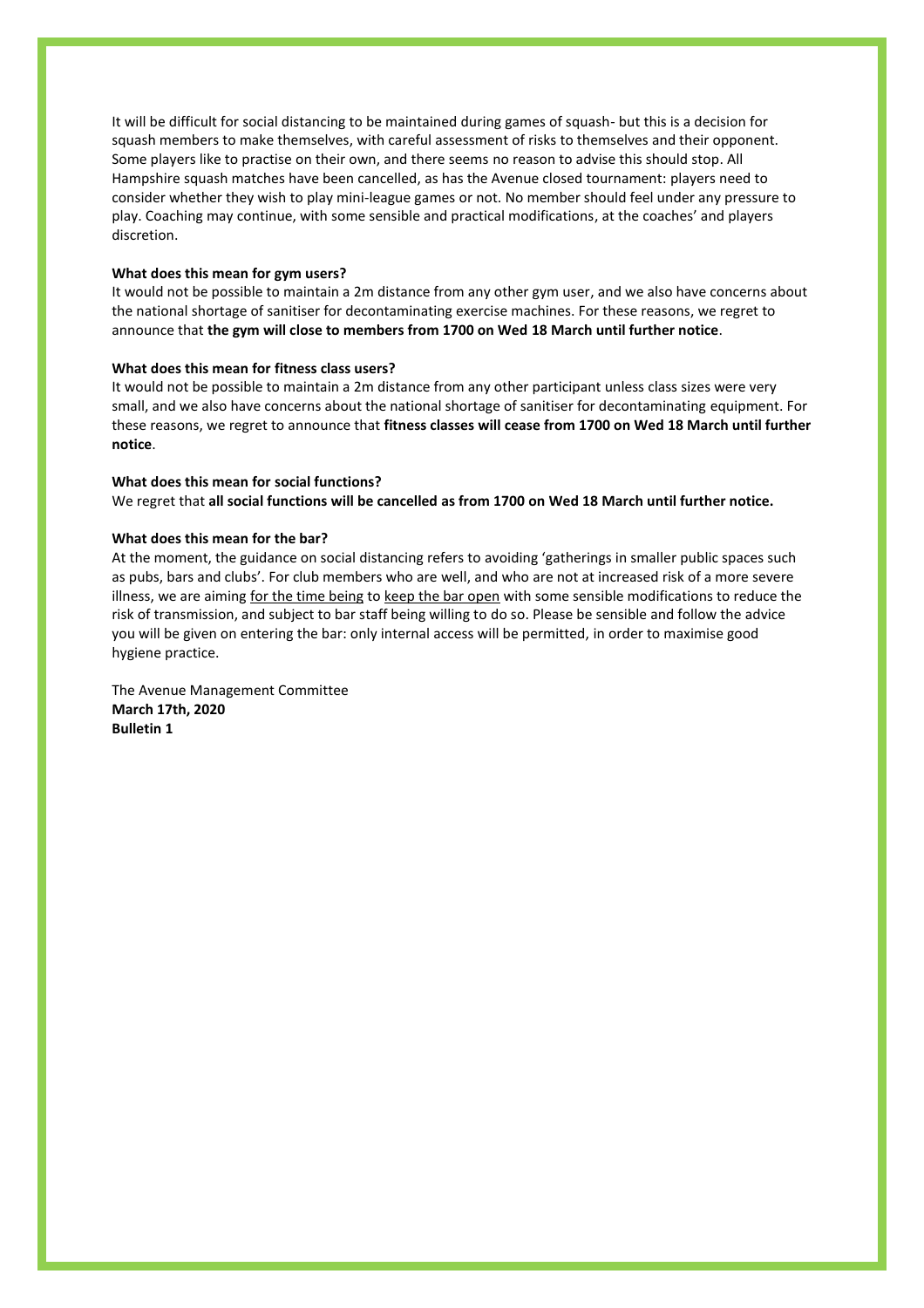It will be difficult for social distancing to be maintained during games of squash- but this is a decision for squash members to make themselves, with careful assessment of risks to themselves and their opponent. Some players like to practise on their own, and there seems no reason to advise this should stop. All Hampshire squash matches have been cancelled, as has the Avenue closed tournament: players need to consider whether they wish to play mini-league games or not. No member should feel under any pressure to play. Coaching may continue, with some sensible and practical modifications, at the coaches' and players discretion.

**What does this mean for gym users?**
It would not be possible to maintain a 2m distance from any other gym user, and we also have concerns about the national shortage of sanitiser for decontaminating exercise machines. For these reasons, we regret to announce that **the gym will close to members from 1700 on Wed 18 March until further notice**.

**What does this mean for fitness class users?**
It would not be possible to maintain a 2m distance from any other participant unless class sizes were very small, and we also have concerns about the national shortage of sanitiser for decontaminating equipment. For these reasons, we regret to announce that **fitness classes will cease from 1700 on Wed 18 March until further notice**.

**What does this mean for social functions?**
We regret that **all social functions will be cancelled as from 1700 on Wed 18 March until further notice.**

**What does this mean for the bar?**
At the moment, the guidance on social distancing refers to avoiding 'gatherings in smaller public spaces such as pubs, bars and clubs'. For club members who are well, and who are not at increased risk of a more severe illness, we are aiming <u>for the time being</u> to <u>keep the bar open</u> with some sensible modifications to reduce the risk of transmission, and subject to bar staff being willing to do so. Please be sensible and follow the advice you will be given on entering the bar: only internal access will be permitted, in order to maximise good hygiene practice.

The Avenue Management Committee
**March 17th, 2020**
**Bulletin 1**